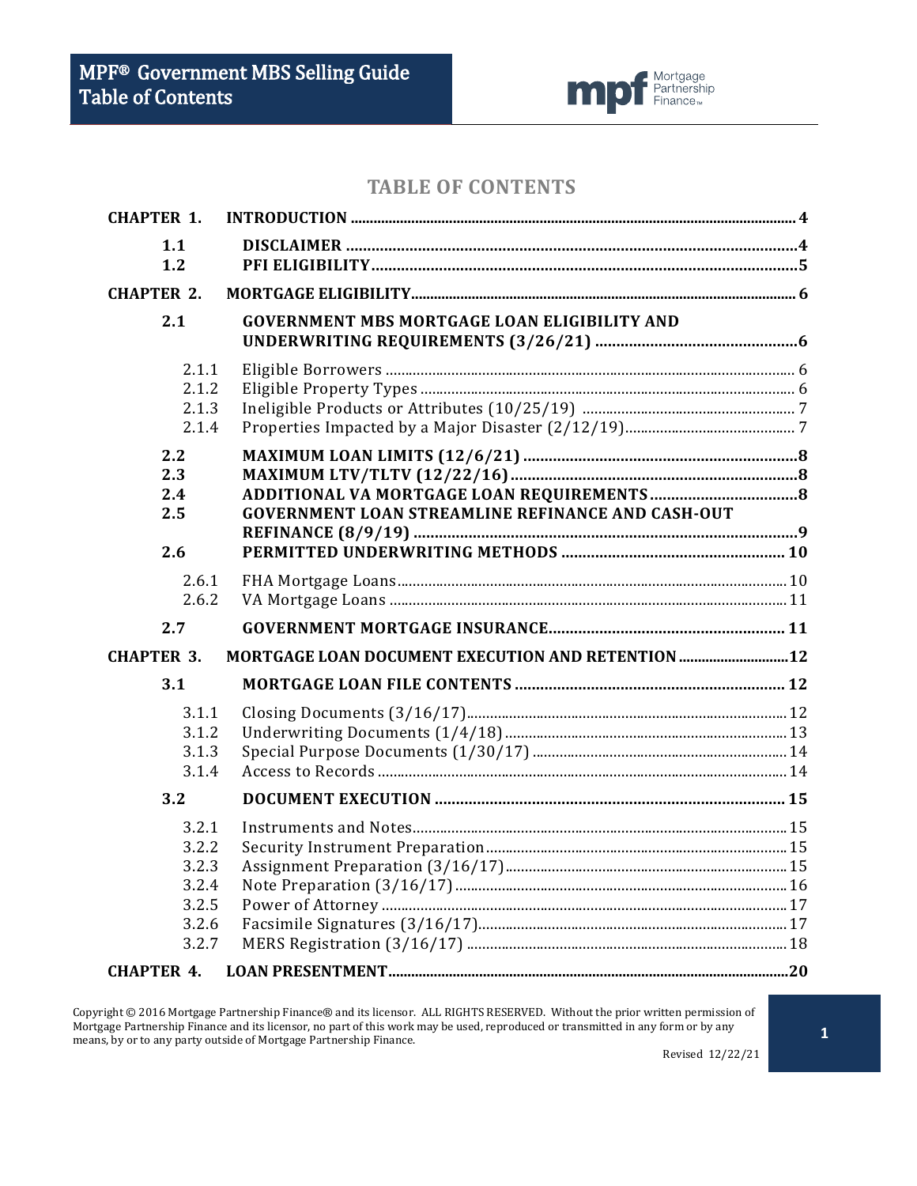# TABLE OF CONTENTS

| | | |
|---|---|---|
| **CHAPTER 1.** | **INTRODUCTION** | **4** |
| **1.1** | **DISCLAIMER** | **4** |
| **1.2** | **PFI ELIGIBILITY** | **5** |
| **CHAPTER 2.** | **MORTGAGE ELIGIBILITY** | **6** |
| **2.1** | **GOVERNMENT MBS MORTGAGE LOAN ELIGIBILITY AND UNDERWRITING REQUIREMENTS (3/26/21)** | **6** |
| 2.1.1 | Eligible Borrowers | 6 |
| 2.1.2 | Eligible Property Types | 6 |
| 2.1.3 | Ineligible Products or Attributes (10/25/19) | 7 |
| 2.1.4 | Properties Impacted by a Major Disaster (2/12/19) | 7 |
| **2.2** | **MAXIMUM LOAN LIMITS (12/6/21)** | **8** |
| **2.3** | **MAXIMUM LTV/TLTV (12/22/16)** | **8** |
| **2.4** | **ADDITIONAL VA MORTGAGE LOAN REQUIREMENTS** | **8** |
| **2.5** | **GOVERNMENT LOAN STREAMLINE REFINANCE AND CASH-OUT REFINANCE (8/9/19)** | **9** |
| **2.6** | **PERMITTED UNDERWRITING METHODS** | **10** |
| 2.6.1 | FHA Mortgage Loans | 10 |
| 2.6.2 | VA Mortgage Loans | 11 |
| **2.7** | **GOVERNMENT MORTGAGE INSURANCE** | **11** |
| **CHAPTER 3.** | **MORTGAGE LOAN DOCUMENT EXECUTION AND RETENTION** | **12** |
| **3.1** | **MORTGAGE LOAN FILE CONTENTS** | **12** |
| 3.1.1 | Closing Documents (3/16/17) | 12 |
| 3.1.2 | Underwriting Documents (1/4/18) | 13 |
| 3.1.3 | Special Purpose Documents (1/30/17) | 14 |
| 3.1.4 | Access to Records | 14 |
| **3.2** | **DOCUMENT EXECUTION** | **15** |
| 3.2.1 | Instruments and Notes | 15 |
| 3.2.2 | Security Instrument Preparation | 15 |
| 3.2.3 | Assignment Preparation (3/16/17) | 15 |
| 3.2.4 | Note Preparation (3/16/17) | 16 |
| 3.2.5 | Power of Attorney | 17 |
| 3.2.6 | Facsimile Signatures (3/16/17) | 17 |
| 3.2.7 | MERS Registration (3/16/17) | 18 |
| **CHAPTER 4.** | **LOAN PRESENTMENT** | **20** |

Copyright © 2016 Mortgage Partnership Finance® and its licensor. ALL RIGHTS RESERVED. Without the prior written permission of Mortgage Partnership Finance and its licensor, no part of this work may be used, reproduced or transmitted in any form or by any means, by or to any party outside of Mortgage Partnership Finance.

Revised 12/22/21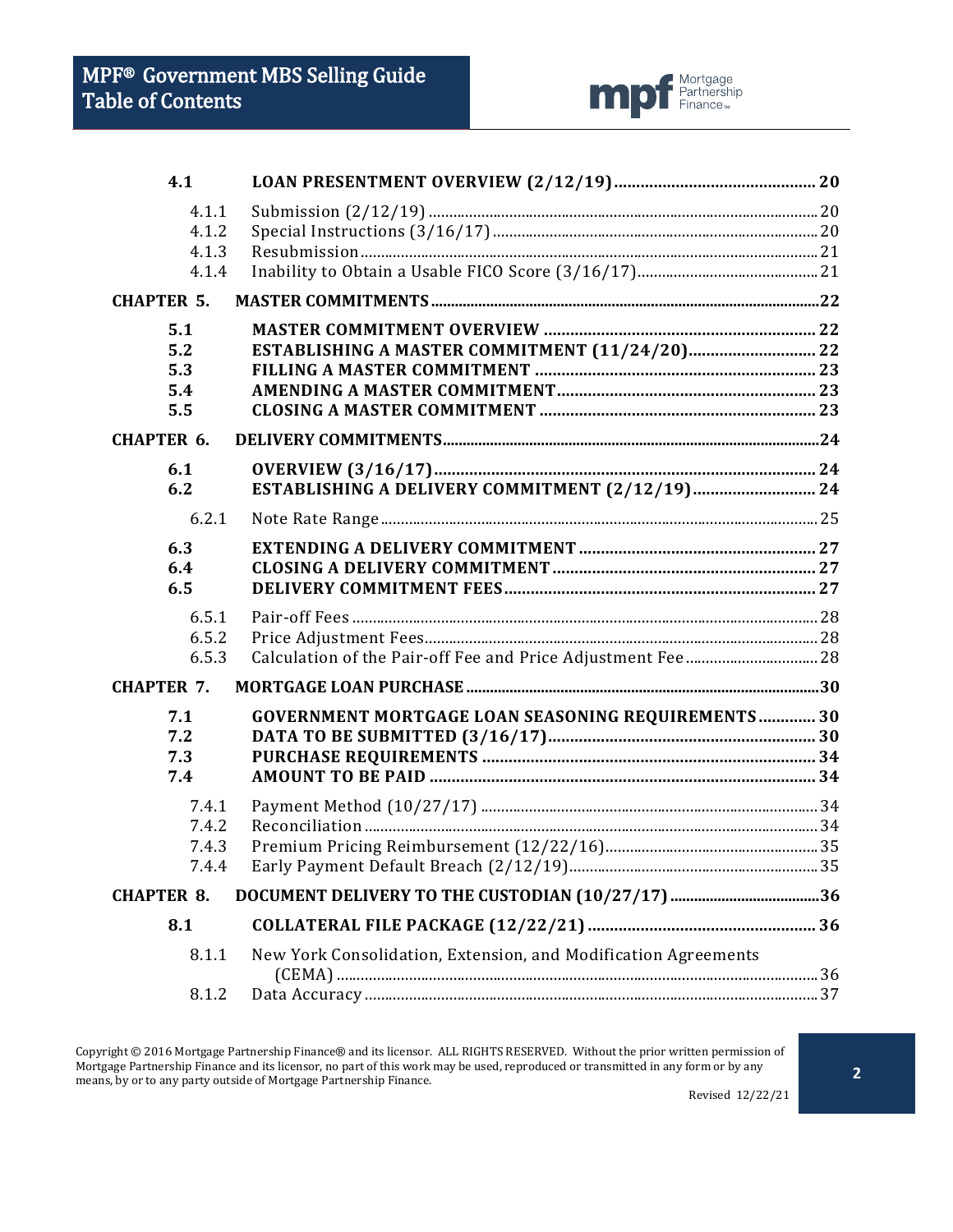| | | |
|---|---|---|
| **4.1** | **LOAN PRESENTMENT OVERVIEW (2/12/19)** | **20** |
| 4.1.1 | Submission (2/12/19) | 20 |
| 4.1.2 | Special Instructions (3/16/17) | 20 |
| 4.1.3 | Resubmission | 21 |
| 4.1.4 | Inability to Obtain a Usable FICO Score (3/16/17) | 21 |
| **CHAPTER 5.** | **MASTER COMMITMENTS** | **22** |
| **5.1** | **MASTER COMMITMENT OVERVIEW** | **22** |
| **5.2** | **ESTABLISHING A MASTER COMMITMENT (11/24/20)** | **22** |
| **5.3** | **FILLING A MASTER COMMITMENT** | **23** |
| **5.4** | **AMENDING A MASTER COMMITMENT** | **23** |
| **5.5** | **CLOSING A MASTER COMMITMENT** | **23** |
| **CHAPTER 6.** | **DELIVERY COMMITMENTS** | **24** |
| **6.1** | **OVERVIEW (3/16/17)** | **24** |
| **6.2** | **ESTABLISHING A DELIVERY COMMITMENT (2/12/19)** | **24** |
| 6.2.1 | Note Rate Range | 25 |
| **6.3** | **EXTENDING A DELIVERY COMMITMENT** | **27** |
| **6.4** | **CLOSING A DELIVERY COMMITMENT** | **27** |
| **6.5** | **DELIVERY COMMITMENT FEES** | **27** |
| 6.5.1 | Pair-off Fees | 28 |
| 6.5.2 | Price Adjustment Fees | 28 |
| 6.5.3 | Calculation of the Pair-off Fee and Price Adjustment Fee | 28 |
| **CHAPTER 7.** | **MORTGAGE LOAN PURCHASE** | **30** |
| **7.1** | **GOVERNMENT MORTGAGE LOAN SEASONING REQUIREMENTS** | **30** |
| **7.2** | **DATA TO BE SUBMITTED (3/16/17)** | **30** |
| **7.3** | **PURCHASE REQUIREMENTS** | **34** |
| **7.4** | **AMOUNT TO BE PAID** | **34** |
| 7.4.1 | Payment Method (10/27/17) | 34 |
| 7.4.2 | Reconciliation | 34 |
| 7.4.3 | Premium Pricing Reimbursement (12/22/16) | 35 |
| 7.4.4 | Early Payment Default Breach (2/12/19) | 35 |
| **CHAPTER 8.** | **DOCUMENT DELIVERY TO THE CUSTODIAN (10/27/17)** | **36** |
| **8.1** | **COLLATERAL FILE PACKAGE (12/22/21)** | **36** |
| 8.1.1 | New York Consolidation, Extension, and Modification Agreements (CEMA) | 36 |
| 8.1.2 | Data Accuracy | 37 |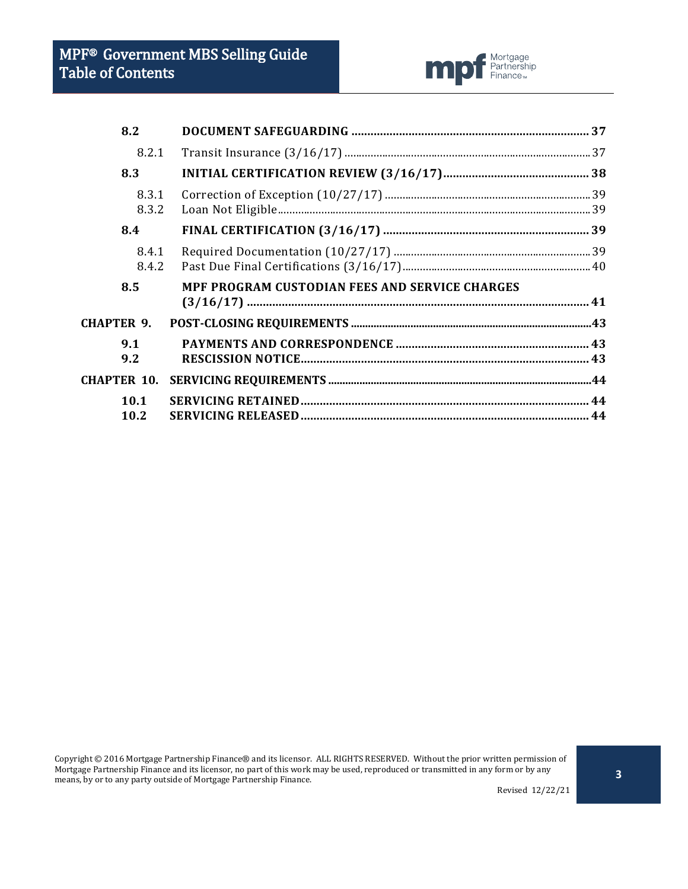| | | |
|---|---|---|
| **8.2** | **DOCUMENT SAFEGUARDING** | **37** |
| 8.2.1 | Transit Insurance (3/16/17) | 37 |
| **8.3** | **INITIAL CERTIFICATION REVIEW (3/16/17)** | **38** |
| 8.3.1 | Correction of Exception (10/27/17) | 39 |
| 8.3.2 | Loan Not Eligible | 39 |
| **8.4** | **FINAL CERTIFICATION (3/16/17)** | **39** |
| 8.4.1 | Required Documentation (10/27/17) | 39 |
| 8.4.2 | Past Due Final Certifications (3/16/17) | 40 |
| **8.5** | **MPF PROGRAM CUSTODIAN FEES AND SERVICE CHARGES (3/16/17)** | **41** |
| **CHAPTER 9.** | **POST-CLOSING REQUIREMENTS** | **43** |
| **9.1** | **PAYMENTS AND CORRESPONDENCE** | **43** |
| **9.2** | **RESCISSION NOTICE** | **43** |
| **CHAPTER 10.** | **SERVICING REQUIREMENTS** | **44** |
| **10.1** | **SERVICING RETAINED** | **44** |
| **10.2** | **SERVICING RELEASED** | **44** |

Copyright © 2016 Mortgage Partnership Finance® and its licensor. ALL RIGHTS RESERVED. Without the prior written permission of Mortgage Partnership Finance and its licensor, no part of this work may be used, reproduced or transmitted in any form or by any means, by or to any party outside of Mortgage Partnership Finance.

Revised 12/22/21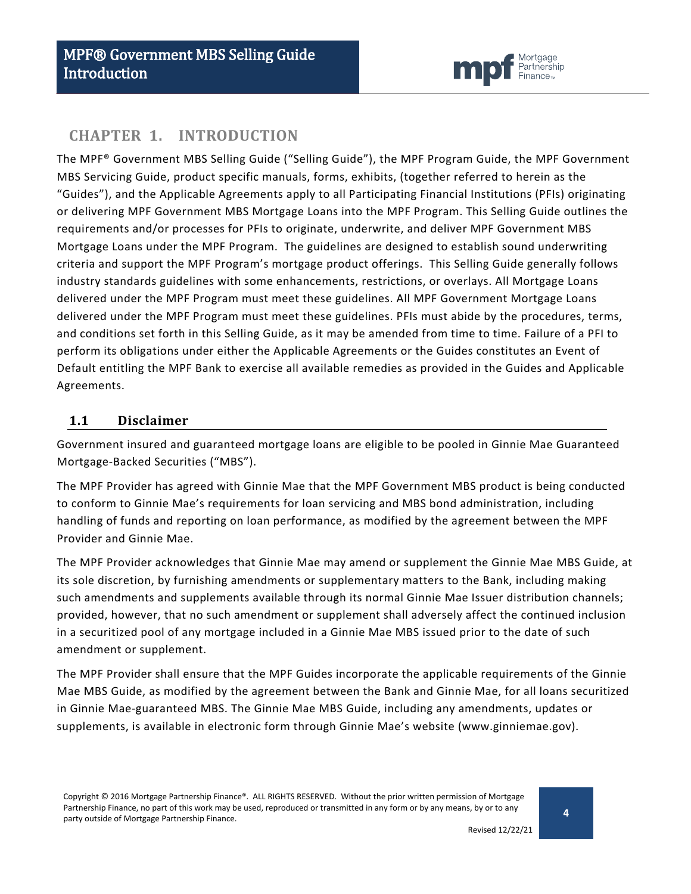# CHAPTER 1. INTRODUCTION

The MPF® Government MBS Selling Guide ("Selling Guide"), the MPF Program Guide, the MPF Government MBS Servicing Guide, product specific manuals, forms, exhibits, (together referred to herein as the "Guides"), and the Applicable Agreements apply to all Participating Financial Institutions (PFIs) originating or delivering MPF Government MBS Mortgage Loans into the MPF Program. This Selling Guide outlines the requirements and/or processes for PFIs to originate, underwrite, and deliver MPF Government MBS Mortgage Loans under the MPF Program. The guidelines are designed to establish sound underwriting criteria and support the MPF Program's mortgage product offerings. This Selling Guide generally follows industry standards guidelines with some enhancements, restrictions, or overlays. All Mortgage Loans delivered under the MPF Program must meet these guidelines. All MPF Government Mortgage Loans delivered under the MPF Program must meet these guidelines. PFIs must abide by the procedures, terms, and conditions set forth in this Selling Guide, as it may be amended from time to time. Failure of a PFI to perform its obligations under either the Applicable Agreements or the Guides constitutes an Event of Default entitling the MPF Bank to exercise all available remedies as provided in the Guides and Applicable Agreements.

## 1.1 Disclaimer

Government insured and guaranteed mortgage loans are eligible to be pooled in Ginnie Mae Guaranteed Mortgage-Backed Securities ("MBS").

The MPF Provider has agreed with Ginnie Mae that the MPF Government MBS product is being conducted to conform to Ginnie Mae's requirements for loan servicing and MBS bond administration, including handling of funds and reporting on loan performance, as modified by the agreement between the MPF Provider and Ginnie Mae.

The MPF Provider acknowledges that Ginnie Mae may amend or supplement the Ginnie Mae MBS Guide, at its sole discretion, by furnishing amendments or supplementary matters to the Bank, including making such amendments and supplements available through its normal Ginnie Mae Issuer distribution channels; provided, however, that no such amendment or supplement shall adversely affect the continued inclusion in a securitized pool of any mortgage included in a Ginnie Mae MBS issued prior to the date of such amendment or supplement.

The MPF Provider shall ensure that the MPF Guides incorporate the applicable requirements of the Ginnie Mae MBS Guide, as modified by the agreement between the Bank and Ginnie Mae, for all loans securitized in Ginnie Mae-guaranteed MBS. The Ginnie Mae MBS Guide, including any amendments, updates or supplements, is available in electronic form through Ginnie Mae's website (www.ginniemae.gov).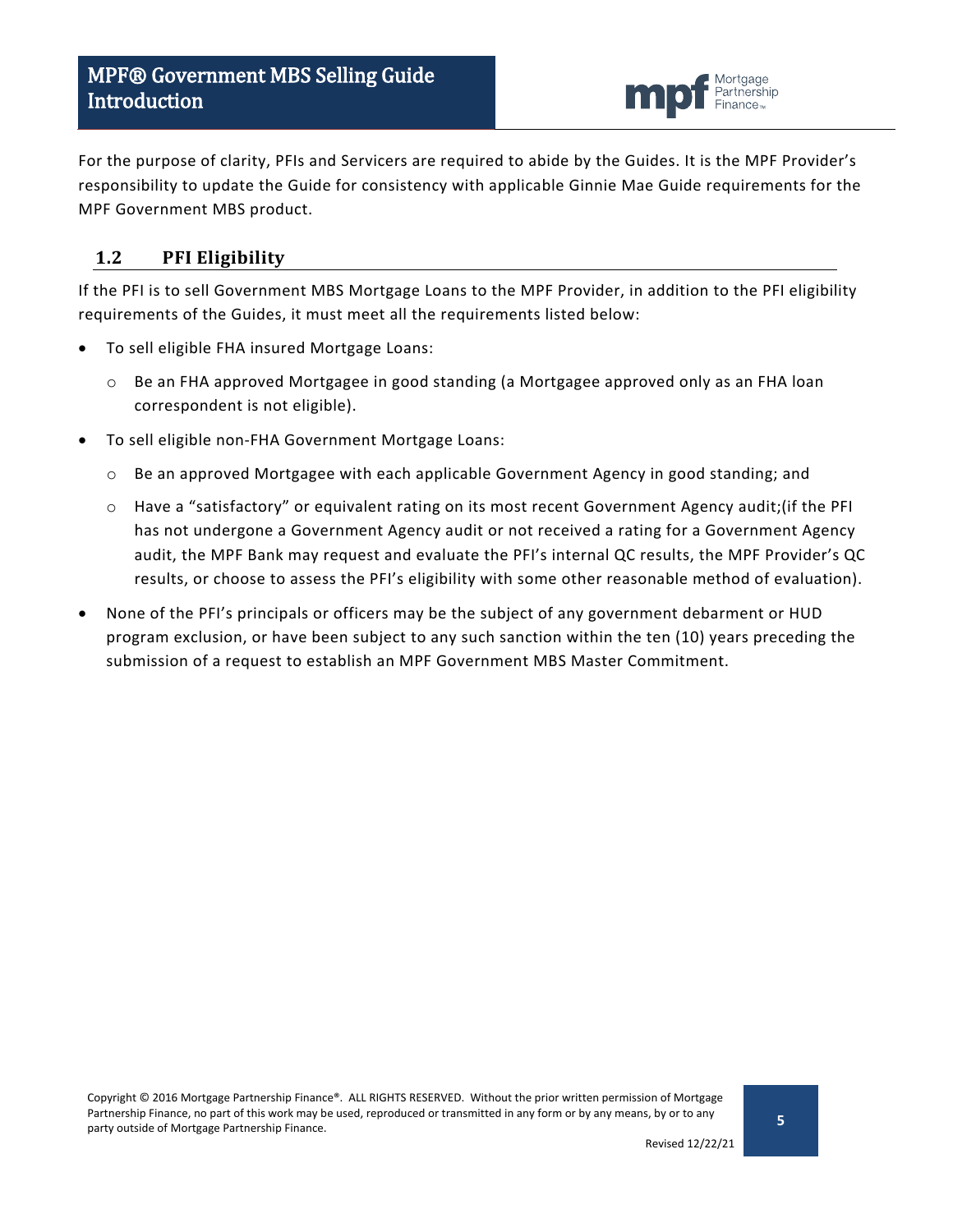For the purpose of clarity, PFIs and Servicers are required to abide by the Guides. It is the MPF Provider's responsibility to update the Guide for consistency with applicable Ginnie Mae Guide requirements for the MPF Government MBS product.

## 1.2 PFI Eligibility

If the PFI is to sell Government MBS Mortgage Loans to the MPF Provider, in addition to the PFI eligibility requirements of the Guides, it must meet all the requirements listed below:

- To sell eligible FHA insured Mortgage Loans:
  - Be an FHA approved Mortgagee in good standing (a Mortgagee approved only as an FHA loan correspondent is not eligible).
- To sell eligible non-FHA Government Mortgage Loans:
  - Be an approved Mortgagee with each applicable Government Agency in good standing; and
  - Have a "satisfactory" or equivalent rating on its most recent Government Agency audit;(if the PFI has not undergone a Government Agency audit or not received a rating for a Government Agency audit, the MPF Bank may request and evaluate the PFI's internal QC results, the MPF Provider's QC results, or choose to assess the PFI's eligibility with some other reasonable method of evaluation).
- None of the PFI's principals or officers may be the subject of any government debarment or HUD program exclusion, or have been subject to any such sanction within the ten (10) years preceding the submission of a request to establish an MPF Government MBS Master Commitment.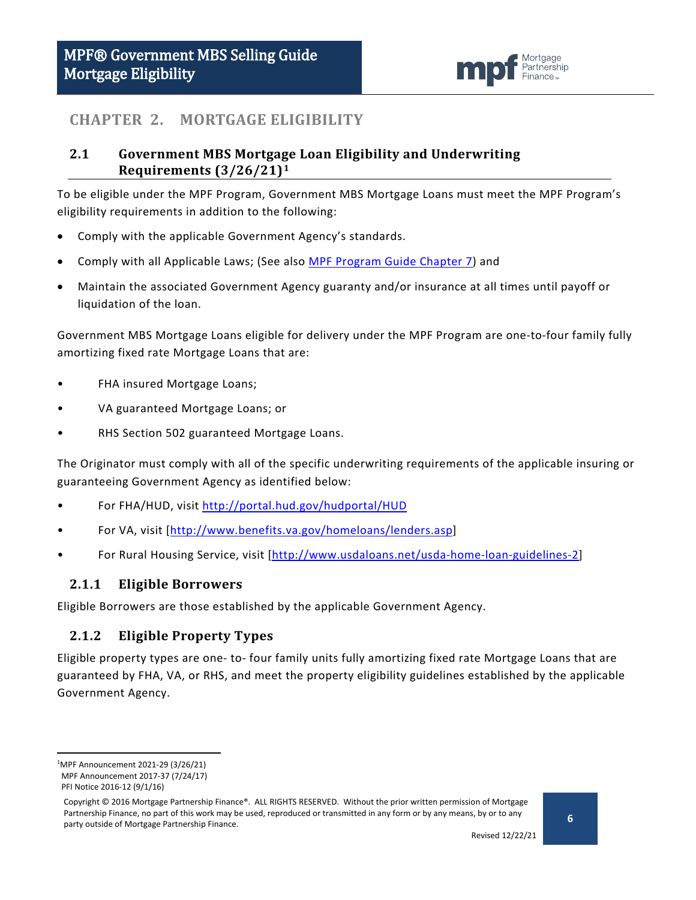# CHAPTER 2. MORTGAGE ELIGIBILITY

## 2.1 Government MBS Mortgage Loan Eligibility and Underwriting Requirements (3/26/21)[1]

To be eligible under the MPF Program, Government MBS Mortgage Loans must meet the MPF Program's eligibility requirements in addition to the following:

- Comply with the applicable Government Agency's standards.
- Comply with all Applicable Laws; (See also MPF Program Guide Chapter 7) and
- Maintain the associated Government Agency guaranty and/or insurance at all times until payoff or liquidation of the loan.

Government MBS Mortgage Loans eligible for delivery under the MPF Program are one-to-four family fully amortizing fixed rate Mortgage Loans that are:

- FHA insured Mortgage Loans;
- VA guaranteed Mortgage Loans; or
- RHS Section 502 guaranteed Mortgage Loans.

The Originator must comply with all of the specific underwriting requirements of the applicable insuring or guaranteeing Government Agency as identified below:

- For FHA/HUD, visit http://portal.hud.gov/hudportal/HUD
- For VA, visit [http://www.benefits.va.gov/homeloans/lenders.asp]
- For Rural Housing Service, visit [http://www.usdaloans.net/usda-home-loan-guidelines-2]

### 2.1.1 Eligible Borrowers

Eligible Borrowers are those established by the applicable Government Agency.

### 2.1.2 Eligible Property Types

Eligible property types are one- to- four family units fully amortizing fixed rate Mortgage Loans that are guaranteed by FHA, VA, or RHS, and meet the property eligibility guidelines established by the applicable Government Agency.

---

[1] MPF Announcement 2021-29 (3/26/21)
MPF Announcement 2017-37 (7/24/17)
PFI Notice 2016-12 (9/1/16)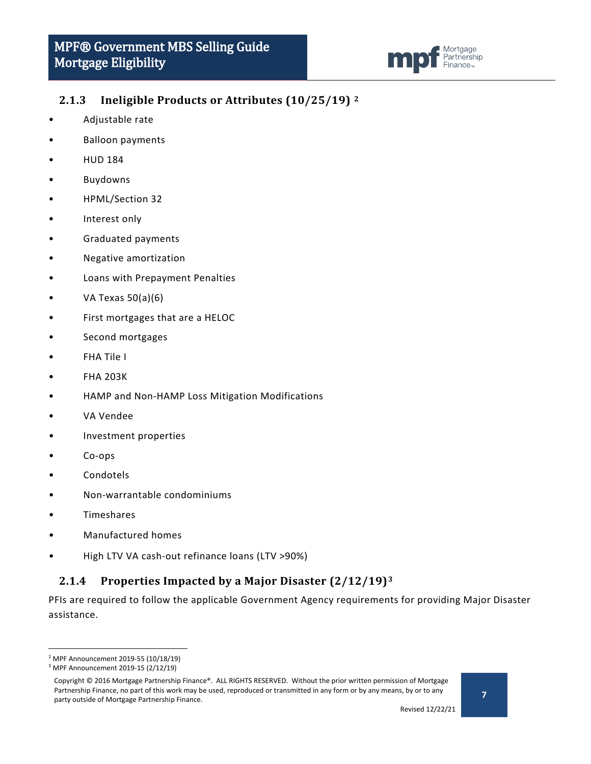### 2.1.3 Ineligible Products or Attributes (10/25/19) [2]

- Adjustable rate
- Balloon payments
- HUD 184
- Buydowns
- HPML/Section 32
- Interest only
- Graduated payments
- Negative amortization
- Loans with Prepayment Penalties
- VA Texas 50(a)(6)
- First mortgages that are a HELOC
- Second mortgages
- FHA Tile I
- FHA 203K
- HAMP and Non-HAMP Loss Mitigation Modifications
- VA Vendee
- Investment properties
- Co-ops
- Condotels
- Non-warrantable condominiums
- Timeshares
- Manufactured homes
- High LTV VA cash-out refinance loans (LTV >90%)

### 2.1.4 Properties Impacted by a Major Disaster (2/12/19)[3]

PFIs are required to follow the applicable Government Agency requirements for providing Major Disaster assistance.

---

[2] MPF Announcement 2019-55 (10/18/19)

[3] MPF Announcement 2019-15 (2/12/19)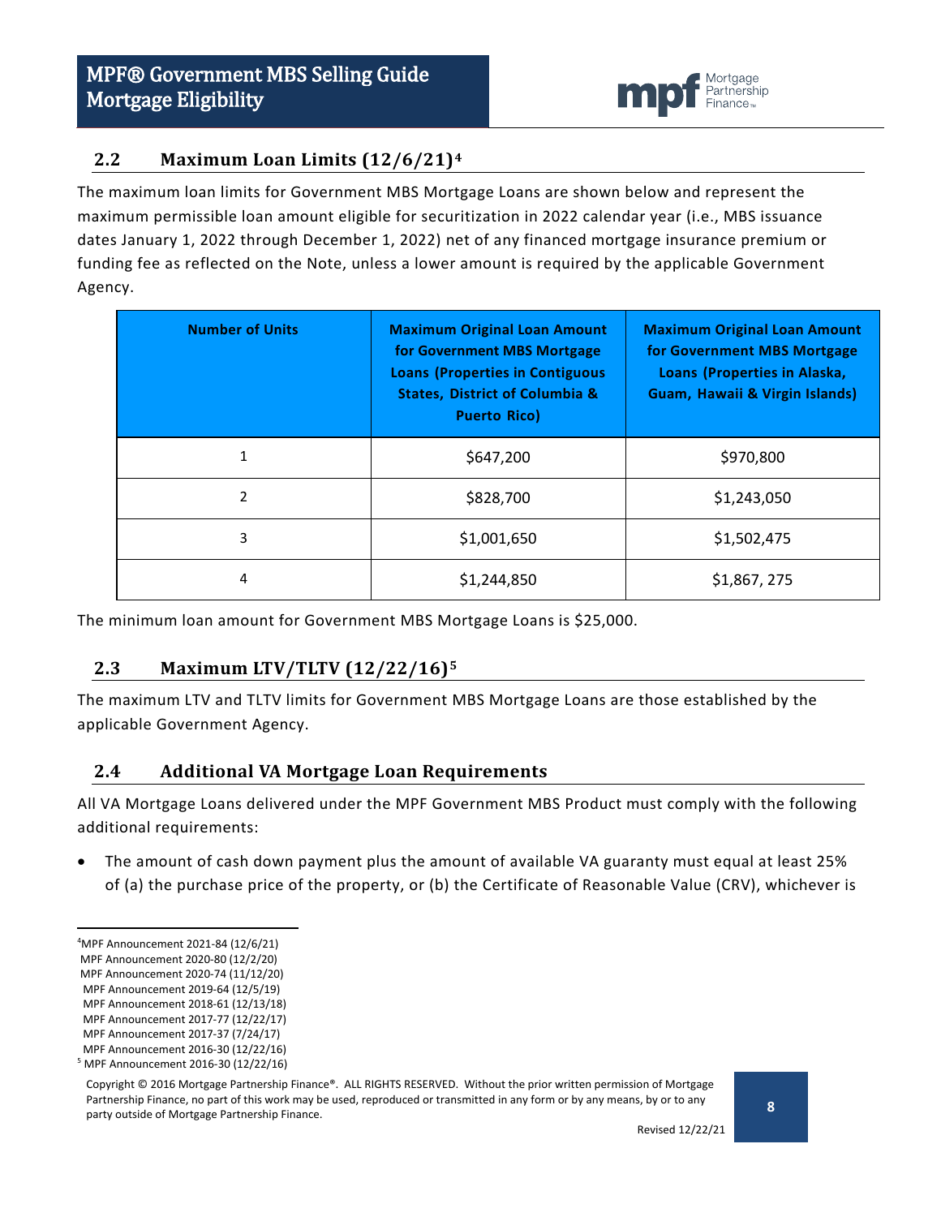## 2.2 Maximum Loan Limits (12/6/21)[4]

The maximum loan limits for Government MBS Mortgage Loans are shown below and represent the maximum permissible loan amount eligible for securitization in 2022 calendar year (i.e., MBS issuance dates January 1, 2022 through December 1, 2022) net of any financed mortgage insurance premium or funding fee as reflected on the Note, unless a lower amount is required by the applicable Government Agency.

| Number of Units | Maximum Original Loan Amount for Government MBS Mortgage Loans (Properties in Contiguous States, District of Columbia & Puerto Rico) | Maximum Original Loan Amount for Government MBS Mortgage Loans (Properties in Alaska, Guam, Hawaii & Virgin Islands) |
|---|---|---|
| 1 | $647,200 | $970,800 |
| 2 | $828,700 | $1,243,050 |
| 3 | $1,001,650 | $1,502,475 |
| 4 | $1,244,850 | $1,867, 275 |

The minimum loan amount for Government MBS Mortgage Loans is $25,000.

## 2.3 Maximum LTV/TLTV (12/22/16)[5]

The maximum LTV and TLTV limits for Government MBS Mortgage Loans are those established by the applicable Government Agency.

## 2.4 Additional VA Mortgage Loan Requirements

All VA Mortgage Loans delivered under the MPF Government MBS Product must comply with the following additional requirements:

- The amount of cash down payment plus the amount of available VA guaranty must equal at least 25% of (a) the purchase price of the property, or (b) the Certificate of Reasonable Value (CRV), whichever is

---

[4] MPF Announcement 2021-84 (12/6/21)
MPF Announcement 2020-80 (12/2/20)
MPF Announcement 2020-74 (11/12/20)
MPF Announcement 2019-64 (12/5/19)
MPF Announcement 2018-61 (12/13/18)
MPF Announcement 2017-77 (12/22/17)
MPF Announcement 2017-37 (7/24/17)
MPF Announcement 2016-30 (12/22/16)

[5] MPF Announcement 2016-30 (12/22/16)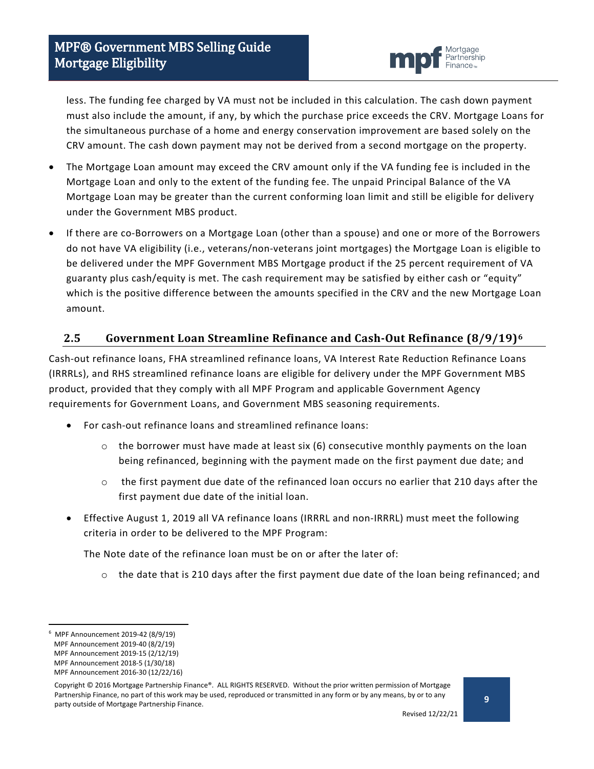less. The funding fee charged by VA must not be included in this calculation. The cash down payment must also include the amount, if any, by which the purchase price exceeds the CRV. Mortgage Loans for the simultaneous purchase of a home and energy conservation improvement are based solely on the CRV amount. The cash down payment may not be derived from a second mortgage on the property.

- The Mortgage Loan amount may exceed the CRV amount only if the VA funding fee is included in the Mortgage Loan and only to the extent of the funding fee. The unpaid Principal Balance of the VA Mortgage Loan may be greater than the current conforming loan limit and still be eligible for delivery under the Government MBS product.
- If there are co-Borrowers on a Mortgage Loan (other than a spouse) and one or more of the Borrowers do not have VA eligibility (i.e., veterans/non-veterans joint mortgages) the Mortgage Loan is eligible to be delivered under the MPF Government MBS Mortgage product if the 25 percent requirement of VA guaranty plus cash/equity is met. The cash requirement may be satisfied by either cash or "equity" which is the positive difference between the amounts specified in the CRV and the new Mortgage Loan amount.

## 2.5 Government Loan Streamline Refinance and Cash-Out Refinance (8/9/19)[6]

Cash-out refinance loans, FHA streamlined refinance loans, VA Interest Rate Reduction Refinance Loans (IRRRLs), and RHS streamlined refinance loans are eligible for delivery under the MPF Government MBS product, provided that they comply with all MPF Program and applicable Government Agency requirements for Government Loans, and Government MBS seasoning requirements.

- For cash-out refinance loans and streamlined refinance loans:
  - the borrower must have made at least six (6) consecutive monthly payments on the loan being refinanced, beginning with the payment made on the first payment due date; and
  - the first payment due date of the refinanced loan occurs no earlier that 210 days after the first payment due date of the initial loan.
- Effective August 1, 2019 all VA refinance loans (IRRRL and non-IRRRL) must meet the following criteria in order to be delivered to the MPF Program:

  The Note date of the refinance loan must be on or after the later of:

  - the date that is 210 days after the first payment due date of the loan being refinanced; and

---

[6] MPF Announcement 2019-42 (8/9/19)
MPF Announcement 2019-40 (8/2/19)
MPF Announcement 2019-15 (2/12/19)
MPF Announcement 2018-5 (1/30/18)
MPF Announcement 2016-30 (12/22/16)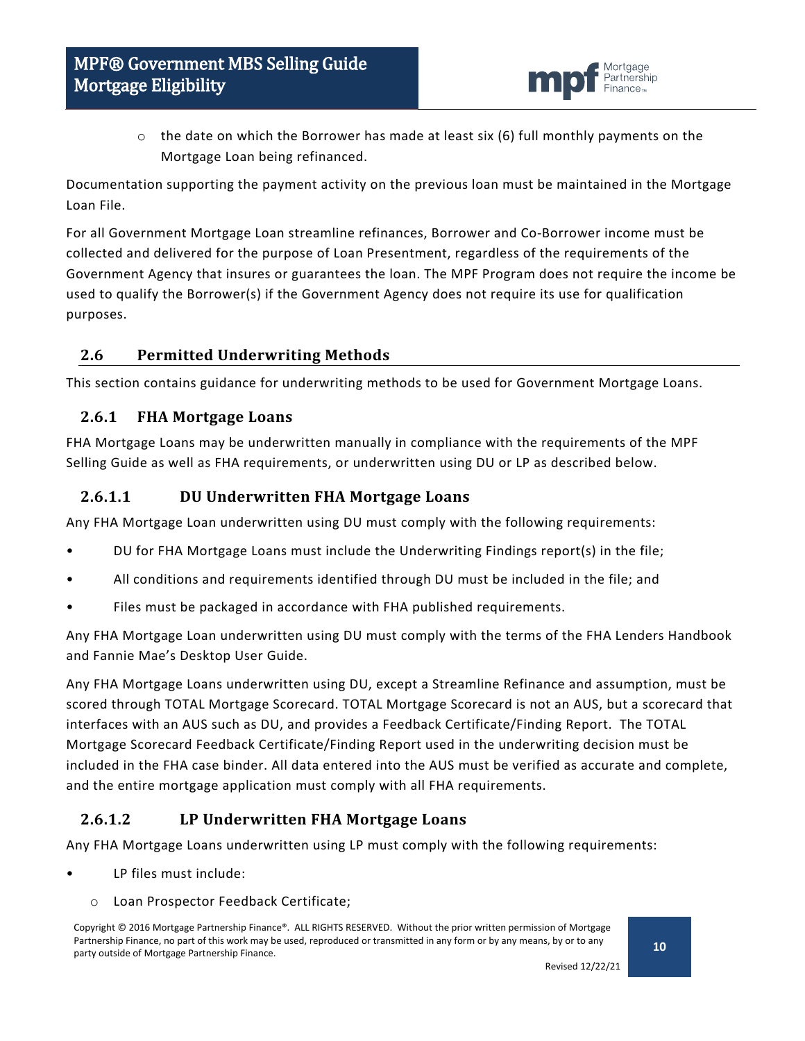- the date on which the Borrower has made at least six (6) full monthly payments on the Mortgage Loan being refinanced.

Documentation supporting the payment activity on the previous loan must be maintained in the Mortgage Loan File.

For all Government Mortgage Loan streamline refinances, Borrower and Co-Borrower income must be collected and delivered for the purpose of Loan Presentment, regardless of the requirements of the Government Agency that insures or guarantees the loan. The MPF Program does not require the income be used to qualify the Borrower(s) if the Government Agency does not require its use for qualification purposes.

## 2.6 Permitted Underwriting Methods

This section contains guidance for underwriting methods to be used for Government Mortgage Loans.

### 2.6.1 FHA Mortgage Loans

FHA Mortgage Loans may be underwritten manually in compliance with the requirements of the MPF Selling Guide as well as FHA requirements, or underwritten using DU or LP as described below.

#### 2.6.1.1 DU Underwritten FHA Mortgage Loans

Any FHA Mortgage Loan underwritten using DU must comply with the following requirements:

- DU for FHA Mortgage Loans must include the Underwriting Findings report(s) in the file;
- All conditions and requirements identified through DU must be included in the file; and
- Files must be packaged in accordance with FHA published requirements.

Any FHA Mortgage Loan underwritten using DU must comply with the terms of the FHA Lenders Handbook and Fannie Mae's Desktop User Guide.

Any FHA Mortgage Loans underwritten using DU, except a Streamline Refinance and assumption, must be scored through TOTAL Mortgage Scorecard. TOTAL Mortgage Scorecard is not an AUS, but a scorecard that interfaces with an AUS such as DU, and provides a Feedback Certificate/Finding Report. The TOTAL Mortgage Scorecard Feedback Certificate/Finding Report used in the underwriting decision must be included in the FHA case binder. All data entered into the AUS must be verified as accurate and complete, and the entire mortgage application must comply with all FHA requirements.

#### 2.6.1.2 LP Underwritten FHA Mortgage Loans

Any FHA Mortgage Loans underwritten using LP must comply with the following requirements:

- LP files must include:
  - Loan Prospector Feedback Certificate;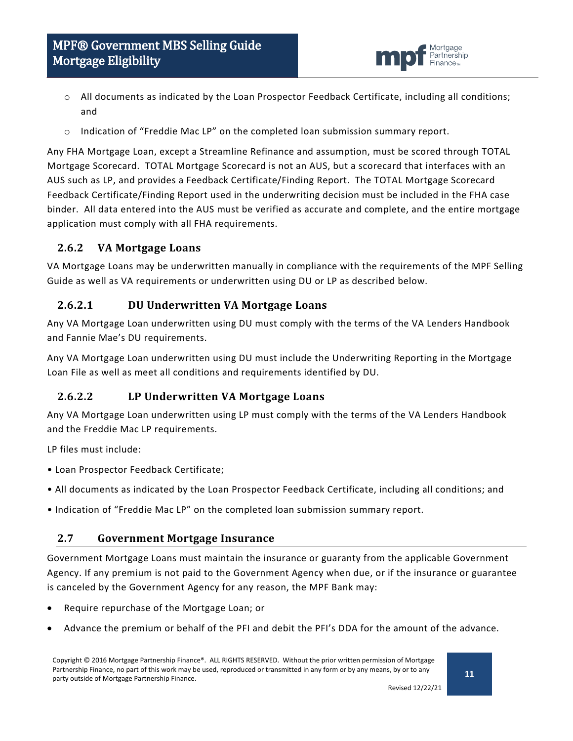- All documents as indicated by the Loan Prospector Feedback Certificate, including all conditions; and
- Indication of "Freddie Mac LP" on the completed loan submission summary report.

Any FHA Mortgage Loan, except a Streamline Refinance and assumption, must be scored through TOTAL Mortgage Scorecard. TOTAL Mortgage Scorecard is not an AUS, but a scorecard that interfaces with an AUS such as LP, and provides a Feedback Certificate/Finding Report. The TOTAL Mortgage Scorecard Feedback Certificate/Finding Report used in the underwriting decision must be included in the FHA case binder. All data entered into the AUS must be verified as accurate and complete, and the entire mortgage application must comply with all FHA requirements.

### 2.6.2 VA Mortgage Loans

VA Mortgage Loans may be underwritten manually in compliance with the requirements of the MPF Selling Guide as well as VA requirements or underwritten using DU or LP as described below.

#### 2.6.2.1 DU Underwritten VA Mortgage Loans

Any VA Mortgage Loan underwritten using DU must comply with the terms of the VA Lenders Handbook and Fannie Mae's DU requirements.

Any VA Mortgage Loan underwritten using DU must include the Underwriting Reporting in the Mortgage Loan File as well as meet all conditions and requirements identified by DU.

#### 2.6.2.2 LP Underwritten VA Mortgage Loans

Any VA Mortgage Loan underwritten using LP must comply with the terms of the VA Lenders Handbook and the Freddie Mac LP requirements.

LP files must include:

- Loan Prospector Feedback Certificate;
- All documents as indicated by the Loan Prospector Feedback Certificate, including all conditions; and
- Indication of "Freddie Mac LP" on the completed loan submission summary report.

## 2.7 Government Mortgage Insurance

Government Mortgage Loans must maintain the insurance or guaranty from the applicable Government Agency. If any premium is not paid to the Government Agency when due, or if the insurance or guarantee is canceled by the Government Agency for any reason, the MPF Bank may:

- Require repurchase of the Mortgage Loan; or
- Advance the premium or behalf of the PFI and debit the PFI's DDA for the amount of the advance.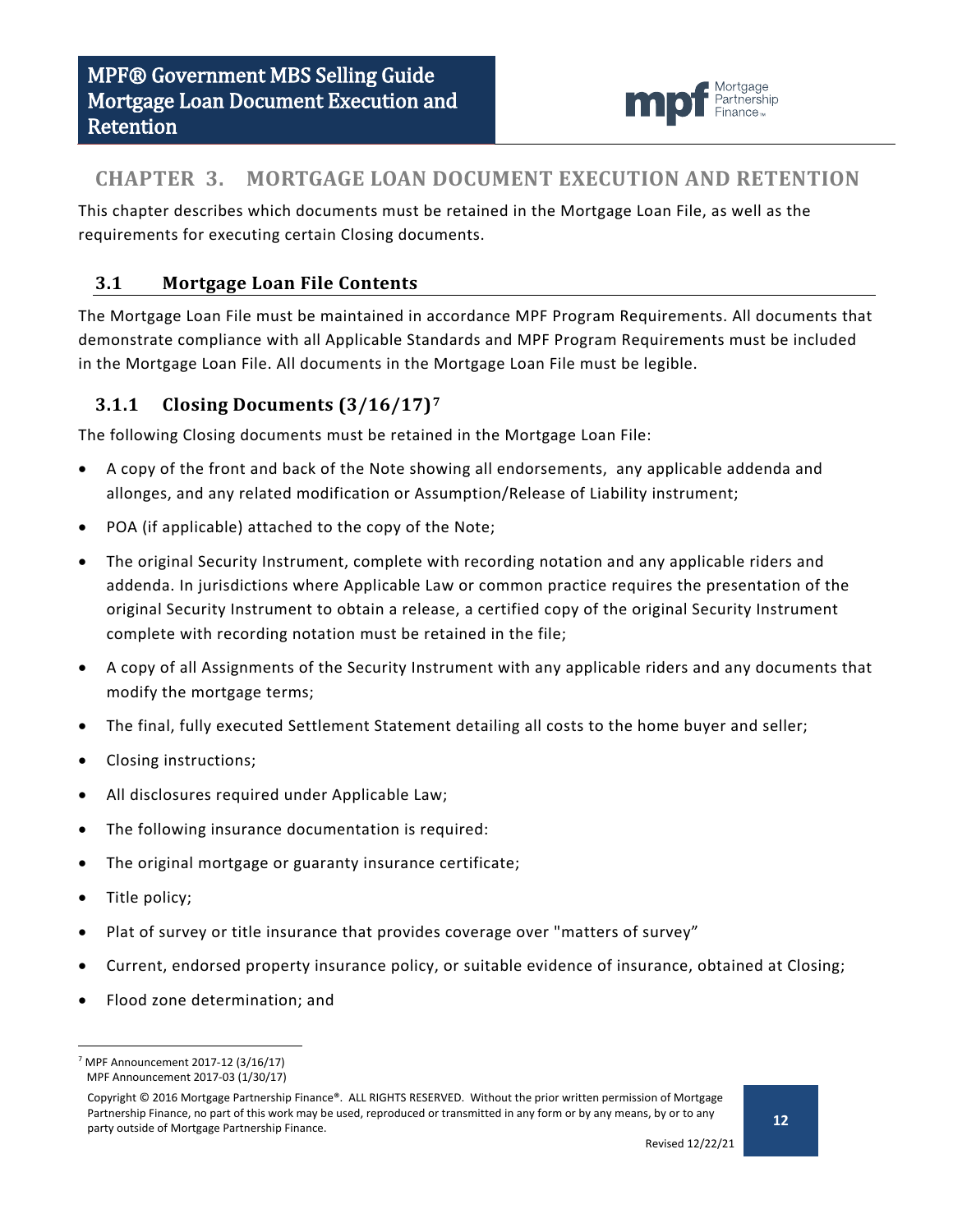# CHAPTER 3. MORTGAGE LOAN DOCUMENT EXECUTION AND RETENTION

This chapter describes which documents must be retained in the Mortgage Loan File, as well as the requirements for executing certain Closing documents.

## 3.1 Mortgage Loan File Contents

The Mortgage Loan File must be maintained in accordance MPF Program Requirements. All documents that demonstrate compliance with all Applicable Standards and MPF Program Requirements must be included in the Mortgage Loan File. All documents in the Mortgage Loan File must be legible.

### 3.1.1 Closing Documents (3/16/17)[7]

The following Closing documents must be retained in the Mortgage Loan File:

- A copy of the front and back of the Note showing all endorsements, any applicable addenda and allonges, and any related modification or Assumption/Release of Liability instrument;
- POA (if applicable) attached to the copy of the Note;
- The original Security Instrument, complete with recording notation and any applicable riders and addenda. In jurisdictions where Applicable Law or common practice requires the presentation of the original Security Instrument to obtain a release, a certified copy of the original Security Instrument complete with recording notation must be retained in the file;
- A copy of all Assignments of the Security Instrument with any applicable riders and any documents that modify the mortgage terms;
- The final, fully executed Settlement Statement detailing all costs to the home buyer and seller;
- Closing instructions;
- All disclosures required under Applicable Law;
- The following insurance documentation is required:
- The original mortgage or guaranty insurance certificate;
- Title policy;
- Plat of survey or title insurance that provides coverage over "matters of survey"
- Current, endorsed property insurance policy, or suitable evidence of insurance, obtained at Closing;
- Flood zone determination; and

[7] MPF Announcement 2017-12 (3/16/17)
MPF Announcement 2017-03 (1/30/17)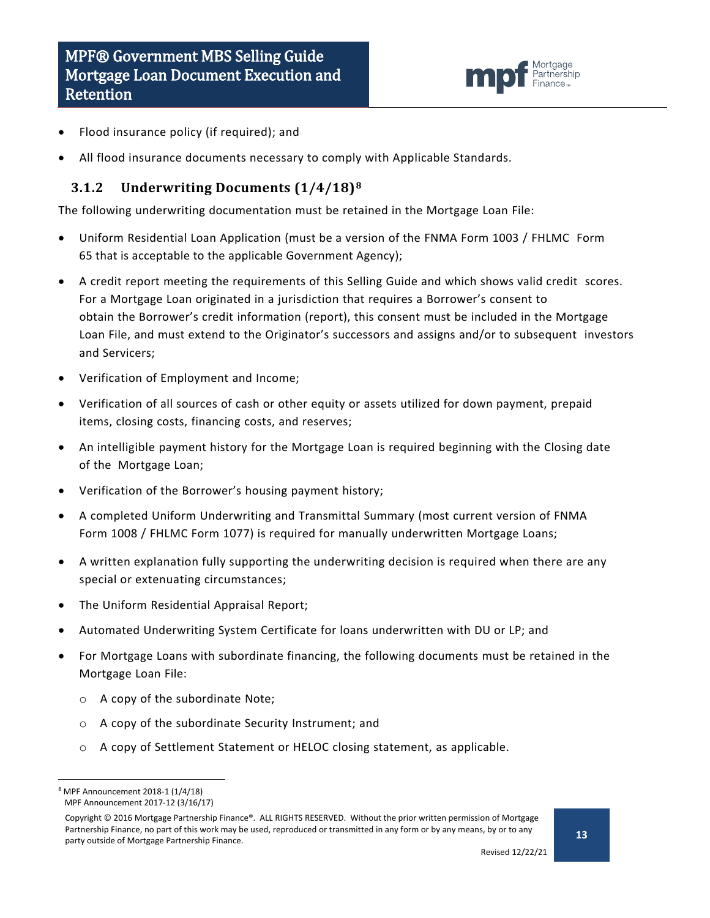- Flood insurance policy (if required); and
- All flood insurance documents necessary to comply with Applicable Standards.

### 3.1.2 Underwriting Documents (1/4/18)[8]

The following underwriting documentation must be retained in the Mortgage Loan File:

- Uniform Residential Loan Application (must be a version of the FNMA Form 1003 / FHLMC Form 65 that is acceptable to the applicable Government Agency);
- A credit report meeting the requirements of this Selling Guide and which shows valid credit scores. For a Mortgage Loan originated in a jurisdiction that requires a Borrower's consent to obtain the Borrower's credit information (report), this consent must be included in the Mortgage Loan File, and must extend to the Originator's successors and assigns and/or to subsequent investors and Servicers;
- Verification of Employment and Income;
- Verification of all sources of cash or other equity or assets utilized for down payment, prepaid items, closing costs, financing costs, and reserves;
- An intelligible payment history for the Mortgage Loan is required beginning with the Closing date of the Mortgage Loan;
- Verification of the Borrower's housing payment history;
- A completed Uniform Underwriting and Transmittal Summary (most current version of FNMA Form 1008 / FHLMC Form 1077) is required for manually underwritten Mortgage Loans;
- A written explanation fully supporting the underwriting decision is required when there are any special or extenuating circumstances;
- The Uniform Residential Appraisal Report;
- Automated Underwriting System Certificate for loans underwritten with DU or LP; and
- For Mortgage Loans with subordinate financing, the following documents must be retained in the Mortgage Loan File:
  - A copy of the subordinate Note;
  - A copy of the subordinate Security Instrument; and
  - A copy of Settlement Statement or HELOC closing statement, as applicable.

---

[8] MPF Announcement 2018-1 (1/4/18)
MPF Announcement 2017-12 (3/16/17)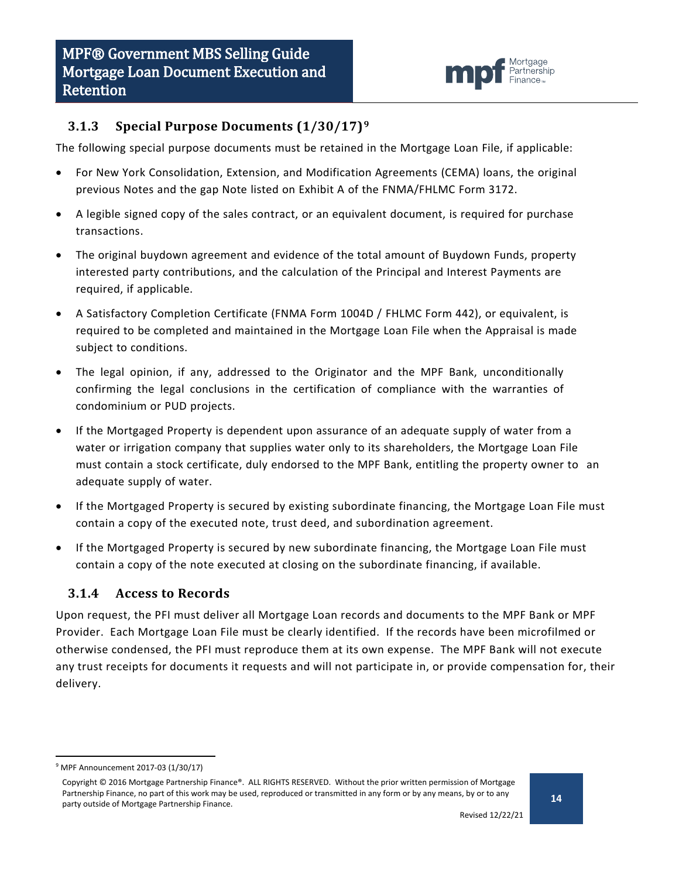### 3.1.3 Special Purpose Documents (1/30/17)[9]

The following special purpose documents must be retained in the Mortgage Loan File, if applicable:

- For New York Consolidation, Extension, and Modification Agreements (CEMA) loans, the original previous Notes and the gap Note listed on Exhibit A of the FNMA/FHLMC Form 3172.
- A legible signed copy of the sales contract, or an equivalent document, is required for purchase transactions.
- The original buydown agreement and evidence of the total amount of Buydown Funds, property interested party contributions, and the calculation of the Principal and Interest Payments are required, if applicable.
- A Satisfactory Completion Certificate (FNMA Form 1004D / FHLMC Form 442), or equivalent, is required to be completed and maintained in the Mortgage Loan File when the Appraisal is made subject to conditions.
- The legal opinion, if any, addressed to the Originator and the MPF Bank, unconditionally confirming the legal conclusions in the certification of compliance with the warranties of condominium or PUD projects.
- If the Mortgaged Property is dependent upon assurance of an adequate supply of water from a water or irrigation company that supplies water only to its shareholders, the Mortgage Loan File must contain a stock certificate, duly endorsed to the MPF Bank, entitling the property owner to an adequate supply of water.
- If the Mortgaged Property is secured by existing subordinate financing, the Mortgage Loan File must contain a copy of the executed note, trust deed, and subordination agreement.
- If the Mortgaged Property is secured by new subordinate financing, the Mortgage Loan File must contain a copy of the note executed at closing on the subordinate financing, if available.

### 3.1.4 Access to Records

Upon request, the PFI must deliver all Mortgage Loan records and documents to the MPF Bank or MPF Provider. Each Mortgage Loan File must be clearly identified. If the records have been microfilmed or otherwise condensed, the PFI must reproduce them at its own expense. The MPF Bank will not execute any trust receipts for documents it requests and will not participate in, or provide compensation for, their delivery.

[9] MPF Announcement 2017-03 (1/30/17)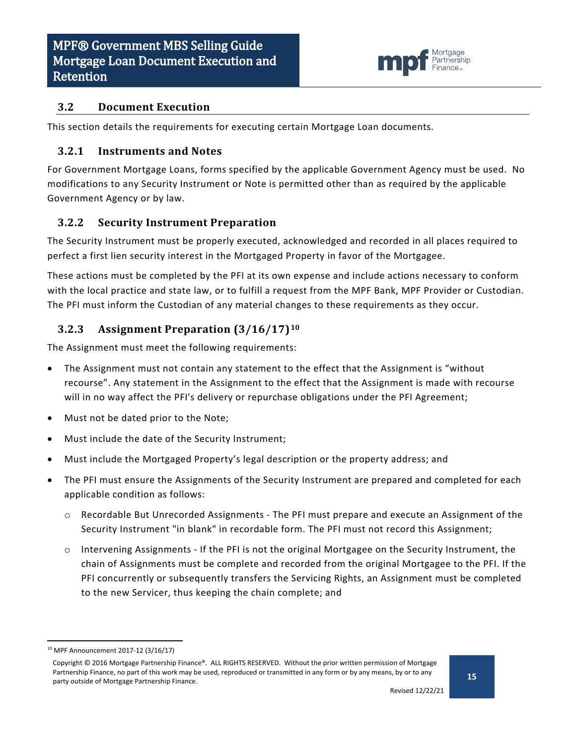## 3.2 Document Execution

This section details the requirements for executing certain Mortgage Loan documents.

### 3.2.1 Instruments and Notes

For Government Mortgage Loans, forms specified by the applicable Government Agency must be used. No modifications to any Security Instrument or Note is permitted other than as required by the applicable Government Agency or by law.

### 3.2.2 Security Instrument Preparation

The Security Instrument must be properly executed, acknowledged and recorded in all places required to perfect a first lien security interest in the Mortgaged Property in favor of the Mortgagee.

These actions must be completed by the PFI at its own expense and include actions necessary to conform with the local practice and state law, or to fulfill a request from the MPF Bank, MPF Provider or Custodian. The PFI must inform the Custodian of any material changes to these requirements as they occur.

### 3.2.3 Assignment Preparation (3/16/17)[10]

The Assignment must meet the following requirements:

- The Assignment must not contain any statement to the effect that the Assignment is "without recourse". Any statement in the Assignment to the effect that the Assignment is made with recourse will in no way affect the PFI's delivery or repurchase obligations under the PFI Agreement;
- Must not be dated prior to the Note;
- Must include the date of the Security Instrument;
- Must include the Mortgaged Property's legal description or the property address; and
- The PFI must ensure the Assignments of the Security Instrument are prepared and completed for each applicable condition as follows:
  - Recordable But Unrecorded Assignments - The PFI must prepare and execute an Assignment of the Security Instrument "in blank" in recordable form. The PFI must not record this Assignment;
  - Intervening Assignments - If the PFI is not the original Mortgagee on the Security Instrument, the chain of Assignments must be complete and recorded from the original Mortgagee to the PFI. If the PFI concurrently or subsequently transfers the Servicing Rights, an Assignment must be completed to the new Servicer, thus keeping the chain complete; and

[10] MPF Announcement 2017-12 (3/16/17)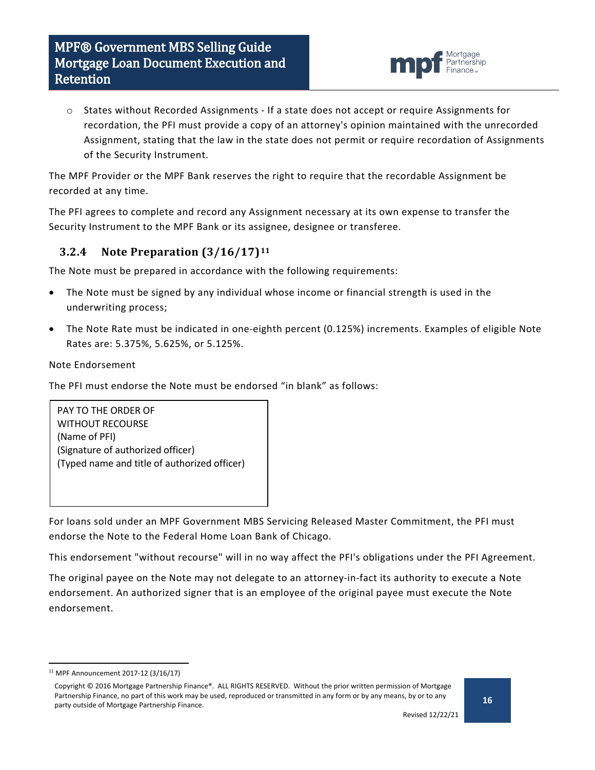- States without Recorded Assignments - If a state does not accept or require Assignments for recordation, the PFI must provide a copy of an attorney's opinion maintained with the unrecorded Assignment, stating that the law in the state does not permit or require recordation of Assignments of the Security Instrument.

The MPF Provider or the MPF Bank reserves the right to require that the recordable Assignment be recorded at any time.

The PFI agrees to complete and record any Assignment necessary at its own expense to transfer the Security Instrument to the MPF Bank or its assignee, designee or transferee.

### 3.2.4 Note Preparation (3/16/17)[11]

The Note must be prepared in accordance with the following requirements:

- The Note must be signed by any individual whose income or financial strength is used in the underwriting process;
- The Note Rate must be indicated in one-eighth percent (0.125%) increments. Examples of eligible Note Rates are: 5.375%, 5.625%, or 5.125%.

Note Endorsement

The PFI must endorse the Note must be endorsed “in blank” as follows:

```
PAY TO THE ORDER OF
WITHOUT RECOURSE
(Name of PFI)
(Signature of authorized officer)
(Typed name and title of authorized officer)
```

For loans sold under an MPF Government MBS Servicing Released Master Commitment, the PFI must endorse the Note to the Federal Home Loan Bank of Chicago.

This endorsement "without recourse" will in no way affect the PFI's obligations under the PFI Agreement.

The original payee on the Note may not delegate to an attorney-in-fact its authority to execute a Note endorsement. An authorized signer that is an employee of the original payee must execute the Note endorsement.

[11] MPF Announcement 2017-12 (3/16/17)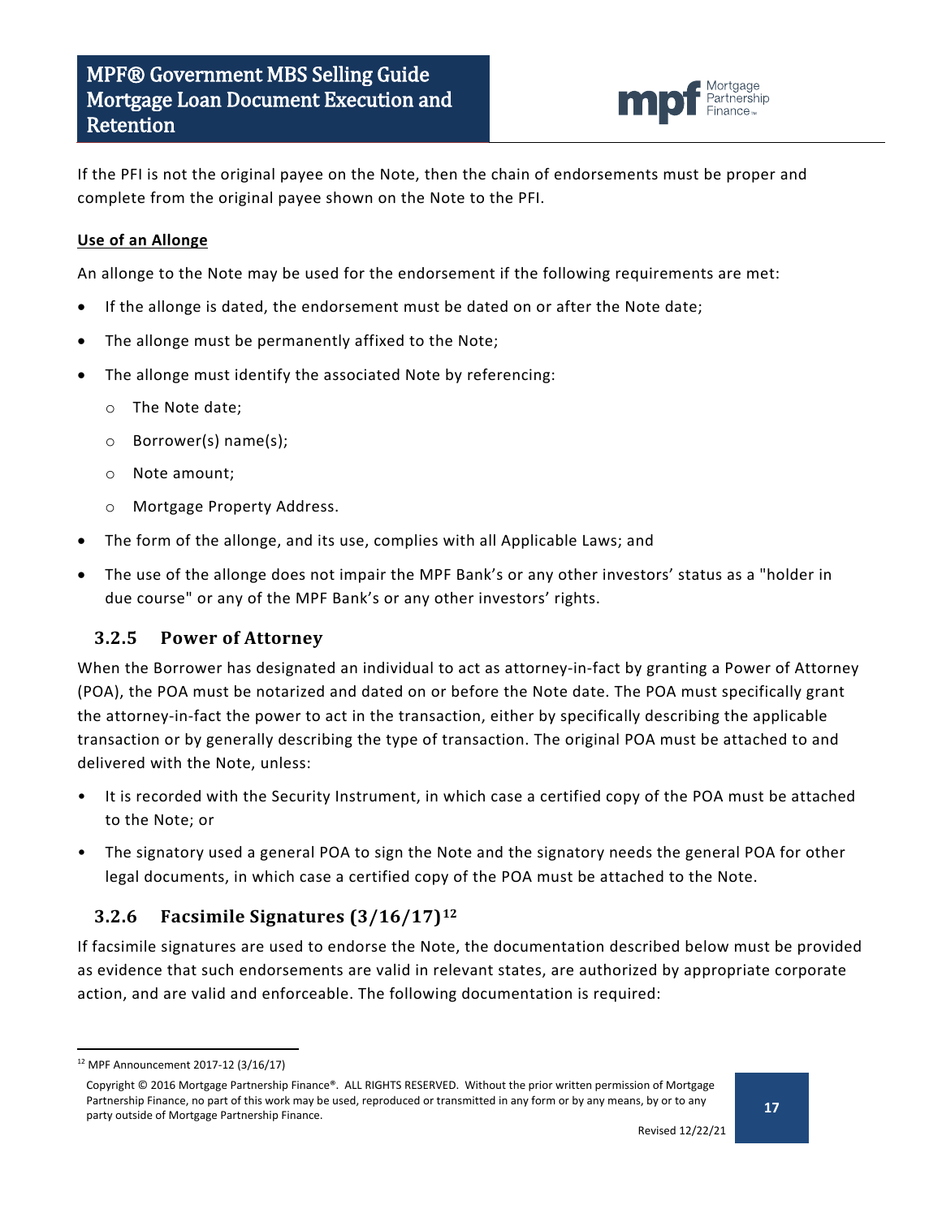If the PFI is not the original payee on the Note, then the chain of endorsements must be proper and complete from the original payee shown on the Note to the PFI.

**Use of an Allonge**

An allonge to the Note may be used for the endorsement if the following requirements are met:

- If the allonge is dated, the endorsement must be dated on or after the Note date;
- The allonge must be permanently affixed to the Note;
- The allonge must identify the associated Note by referencing:
  - The Note date;
  - Borrower(s) name(s);
  - Note amount;
  - Mortgage Property Address.
- The form of the allonge, and its use, complies with all Applicable Laws; and
- The use of the allonge does not impair the MPF Bank's or any other investors' status as a "holder in due course" or any of the MPF Bank's or any other investors' rights.

### 3.2.5 Power of Attorney

When the Borrower has designated an individual to act as attorney-in-fact by granting a Power of Attorney (POA), the POA must be notarized and dated on or before the Note date. The POA must specifically grant the attorney-in-fact the power to act in the transaction, either by specifically describing the applicable transaction or by generally describing the type of transaction. The original POA must be attached to and delivered with the Note, unless:

- It is recorded with the Security Instrument, in which case a certified copy of the POA must be attached to the Note; or
- The signatory used a general POA to sign the Note and the signatory needs the general POA for other legal documents, in which case a certified copy of the POA must be attached to the Note.

### 3.2.6 Facsimile Signatures (3/16/17)[12]

If facsimile signatures are used to endorse the Note, the documentation described below must be provided as evidence that such endorsements are valid in relevant states, are authorized by appropriate corporate action, and are valid and enforceable. The following documentation is required:

[12] MPF Announcement 2017-12 (3/16/17)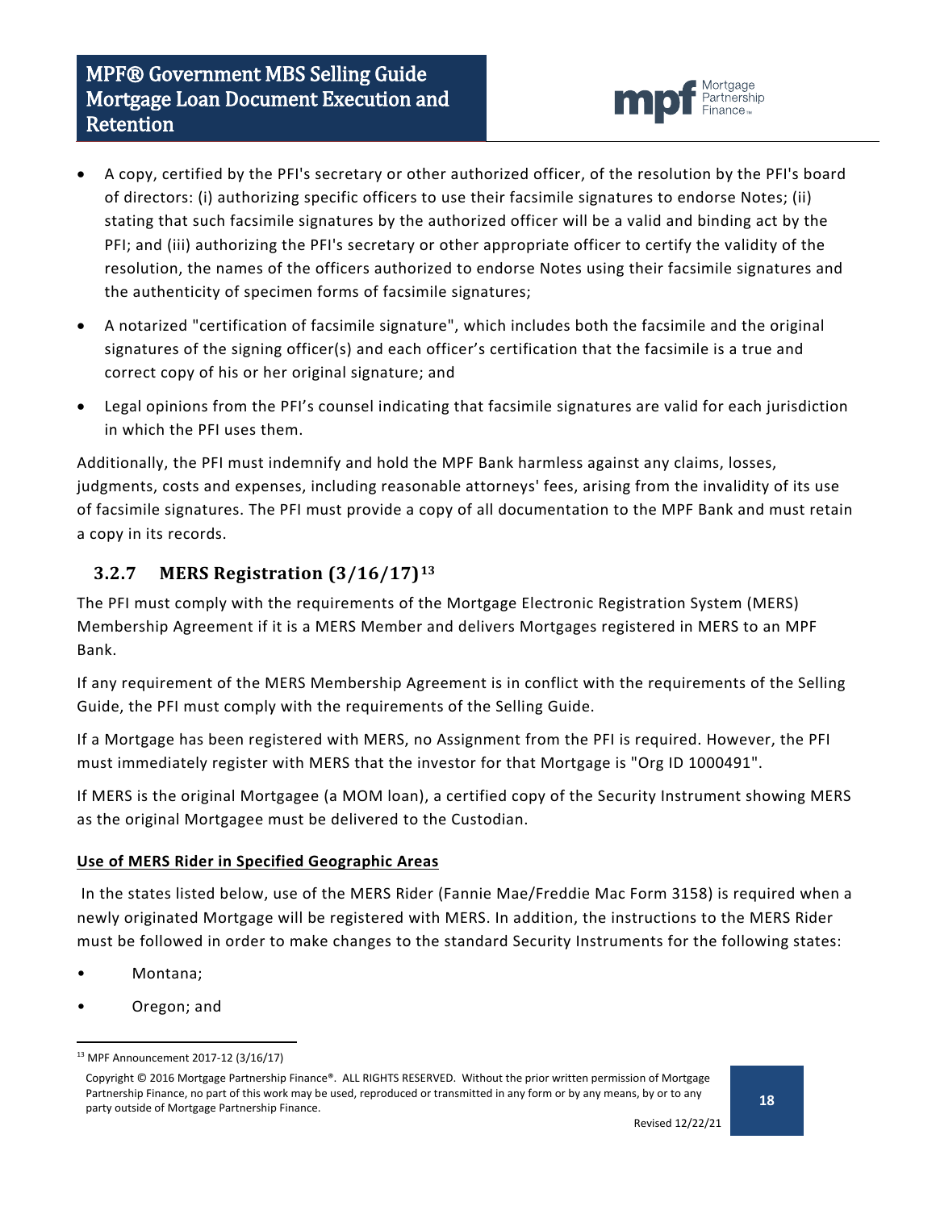- A copy, certified by the PFI's secretary or other authorized officer, of the resolution by the PFI's board of directors: (i) authorizing specific officers to use their facsimile signatures to endorse Notes; (ii) stating that such facsimile signatures by the authorized officer will be a valid and binding act by the PFI; and (iii) authorizing the PFI's secretary or other appropriate officer to certify the validity of the resolution, the names of the officers authorized to endorse Notes using their facsimile signatures and the authenticity of specimen forms of facsimile signatures;
- A notarized "certification of facsimile signature", which includes both the facsimile and the original signatures of the signing officer(s) and each officer's certification that the facsimile is a true and correct copy of his or her original signature; and
- Legal opinions from the PFI's counsel indicating that facsimile signatures are valid for each jurisdiction in which the PFI uses them.

Additionally, the PFI must indemnify and hold the MPF Bank harmless against any claims, losses, judgments, costs and expenses, including reasonable attorneys' fees, arising from the invalidity of its use of facsimile signatures. The PFI must provide a copy of all documentation to the MPF Bank and must retain a copy in its records.

### 3.2.7 MERS Registration (3/16/17)[13]

The PFI must comply with the requirements of the Mortgage Electronic Registration System (MERS) Membership Agreement if it is a MERS Member and delivers Mortgages registered in MERS to an MPF Bank.

If any requirement of the MERS Membership Agreement is in conflict with the requirements of the Selling Guide, the PFI must comply with the requirements of the Selling Guide.

If a Mortgage has been registered with MERS, no Assignment from the PFI is required. However, the PFI must immediately register with MERS that the investor for that Mortgage is "Org ID 1000491".

If MERS is the original Mortgagee (a MOM loan), a certified copy of the Security Instrument showing MERS as the original Mortgagee must be delivered to the Custodian.

**Use of MERS Rider in Specified Geographic Areas**

In the states listed below, use of the MERS Rider (Fannie Mae/Freddie Mac Form 3158) is required when a newly originated Mortgage will be registered with MERS. In addition, the instructions to the MERS Rider must be followed in order to make changes to the standard Security Instruments for the following states:

- Montana;
- Oregon; and

[13] MPF Announcement 2017-12 (3/16/17)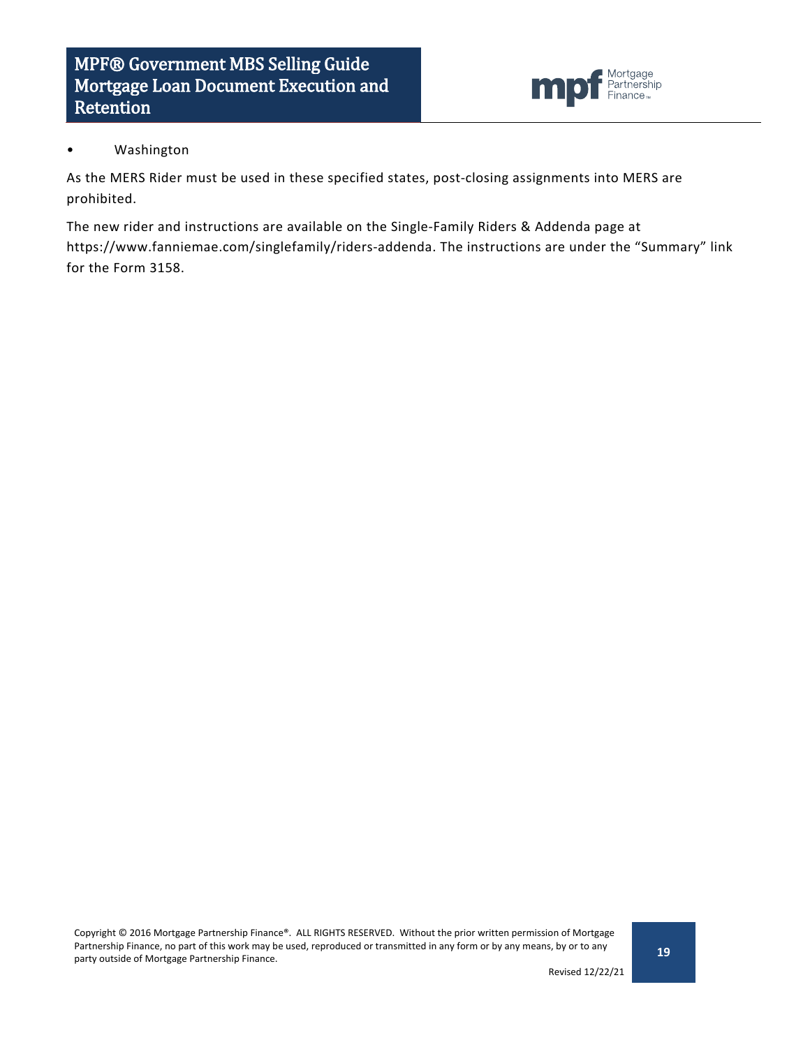- Washington

As the MERS Rider must be used in these specified states, post-closing assignments into MERS are prohibited.

The new rider and instructions are available on the Single-Family Riders & Addenda page at https://www.fanniemae.com/singlefamily/riders-addenda. The instructions are under the "Summary" link for the Form 3158.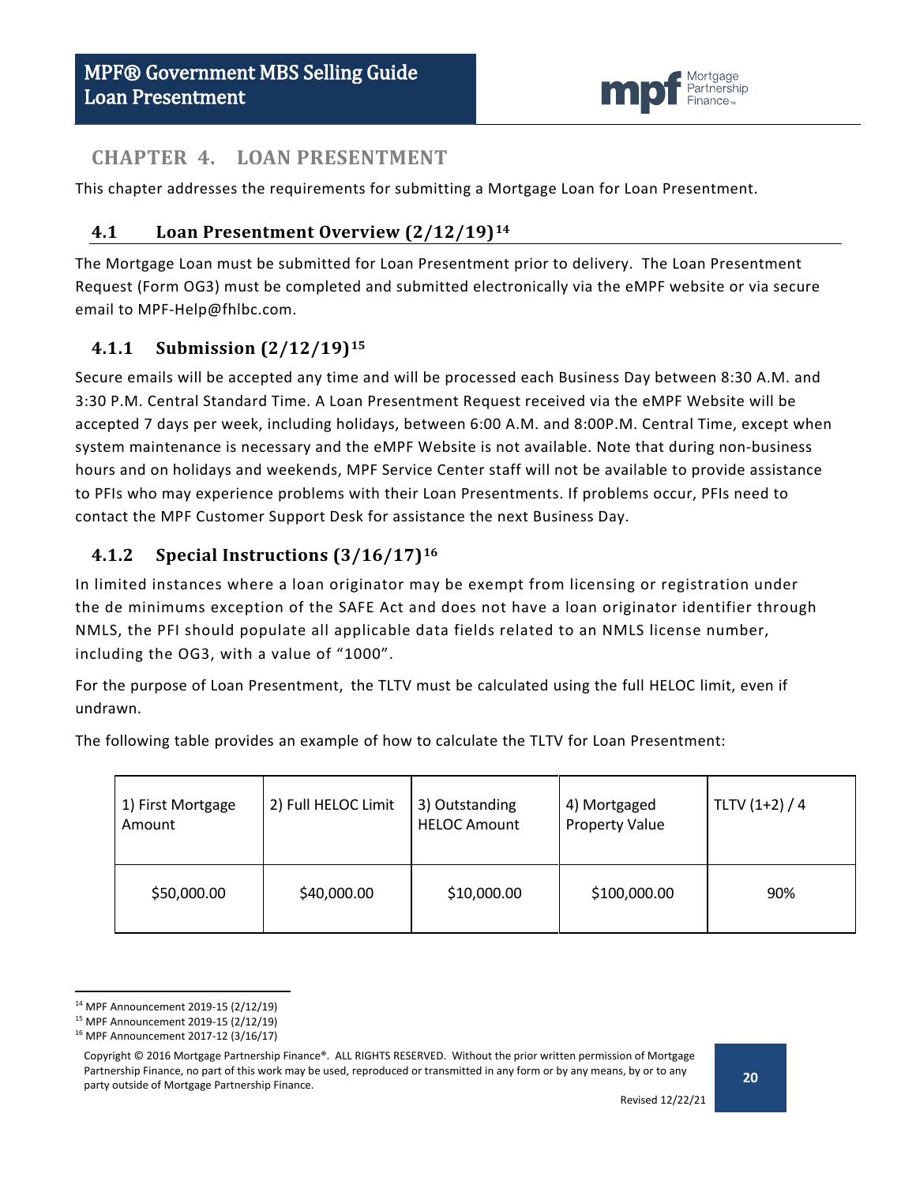# CHAPTER 4. LOAN PRESENTMENT

This chapter addresses the requirements for submitting a Mortgage Loan for Loan Presentment.

## 4.1 Loan Presentment Overview (2/12/19)[14]

The Mortgage Loan must be submitted for Loan Presentment prior to delivery. The Loan Presentment Request (Form OG3) must be completed and submitted electronically via the eMPF website or via secure email to MPF-Help@fhlbc.com.

### 4.1.1 Submission (2/12/19)[15]

Secure emails will be accepted any time and will be processed each Business Day between 8:30 A.M. and 3:30 P.M. Central Standard Time. A Loan Presentment Request received via the eMPF Website will be accepted 7 days per week, including holidays, between 6:00 A.M. and 8:00P.M. Central Time, except when system maintenance is necessary and the eMPF Website is not available. Note that during non-business hours and on holidays and weekends, MPF Service Center staff will not be available to provide assistance to PFIs who may experience problems with their Loan Presentments. If problems occur, PFIs need to contact the MPF Customer Support Desk for assistance the next Business Day.

### 4.1.2 Special Instructions (3/16/17)[16]

In limited instances where a loan originator may be exempt from licensing or registration under the de minimums exception of the SAFE Act and does not have a loan originator identifier through NMLS, the PFI should populate all applicable data fields related to an NMLS license number, including the OG3, with a value of “1000”.

For the purpose of Loan Presentment, the TLTV must be calculated using the full HELOC limit, even if undrawn.

The following table provides an example of how to calculate the TLTV for Loan Presentment:

| 1) First Mortgage Amount | 2) Full HELOC Limit | 3) Outstanding HELOC Amount | 4) Mortgaged Property Value | TLTV (1+2) / 4 |
|---|---|---|---|---|
| $50,000.00 | $40,000.00 | $10,000.00 | $100,000.00 | 90% |

[14] MPF Announcement 2019-15 (2/12/19)
[15] MPF Announcement 2019-15 (2/12/19)
[16] MPF Announcement 2017-12 (3/16/17)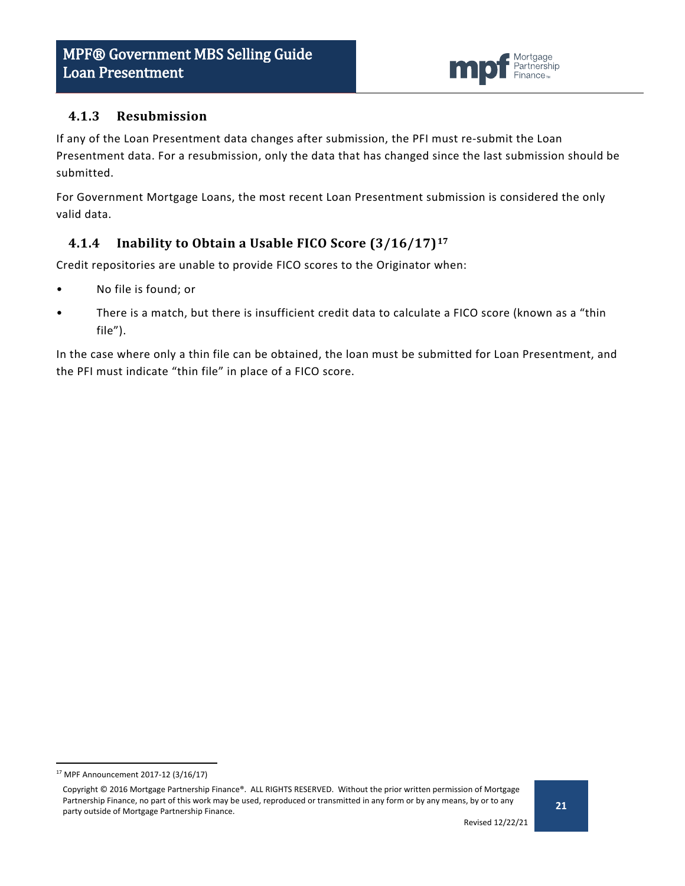### 4.1.3 Resubmission

If any of the Loan Presentment data changes after submission, the PFI must re-submit the Loan Presentment data. For a resubmission, only the data that has changed since the last submission should be submitted.

For Government Mortgage Loans, the most recent Loan Presentment submission is considered the only valid data.

### 4.1.4 Inability to Obtain a Usable FICO Score (3/16/17)[17]

Credit repositories are unable to provide FICO scores to the Originator when:

- No file is found; or
- There is a match, but there is insufficient credit data to calculate a FICO score (known as a "thin file").

In the case where only a thin file can be obtained, the loan must be submitted for Loan Presentment, and the PFI must indicate "thin file" in place of a FICO score.

[17] MPF Announcement 2017-12 (3/16/17)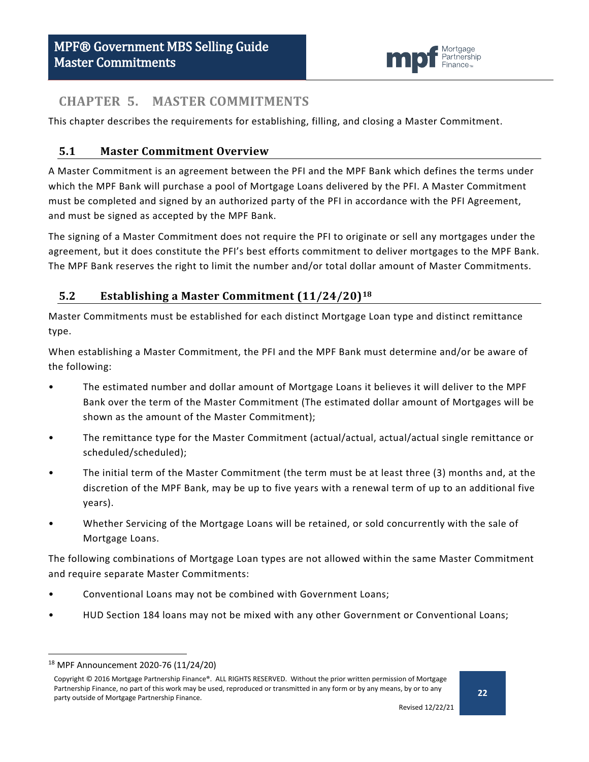# CHAPTER 5. MASTER COMMITMENTS

This chapter describes the requirements for establishing, filling, and closing a Master Commitment.

## 5.1 Master Commitment Overview

A Master Commitment is an agreement between the PFI and the MPF Bank which defines the terms under which the MPF Bank will purchase a pool of Mortgage Loans delivered by the PFI. A Master Commitment must be completed and signed by an authorized party of the PFI in accordance with the PFI Agreement, and must be signed as accepted by the MPF Bank.

The signing of a Master Commitment does not require the PFI to originate or sell any mortgages under the agreement, but it does constitute the PFI's best efforts commitment to deliver mortgages to the MPF Bank. The MPF Bank reserves the right to limit the number and/or total dollar amount of Master Commitments.

## 5.2 Establishing a Master Commitment (11/24/20)[18]

Master Commitments must be established for each distinct Mortgage Loan type and distinct remittance type.

When establishing a Master Commitment, the PFI and the MPF Bank must determine and/or be aware of the following:

- The estimated number and dollar amount of Mortgage Loans it believes it will deliver to the MPF Bank over the term of the Master Commitment (The estimated dollar amount of Mortgages will be shown as the amount of the Master Commitment);
- The remittance type for the Master Commitment (actual/actual, actual/actual single remittance or scheduled/scheduled);
- The initial term of the Master Commitment (the term must be at least three (3) months and, at the discretion of the MPF Bank, may be up to five years with a renewal term of up to an additional five years).
- Whether Servicing of the Mortgage Loans will be retained, or sold concurrently with the sale of Mortgage Loans.

The following combinations of Mortgage Loan types are not allowed within the same Master Commitment and require separate Master Commitments:

- Conventional Loans may not be combined with Government Loans;
- HUD Section 184 loans may not be mixed with any other Government or Conventional Loans;

[18] MPF Announcement 2020-76 (11/24/20)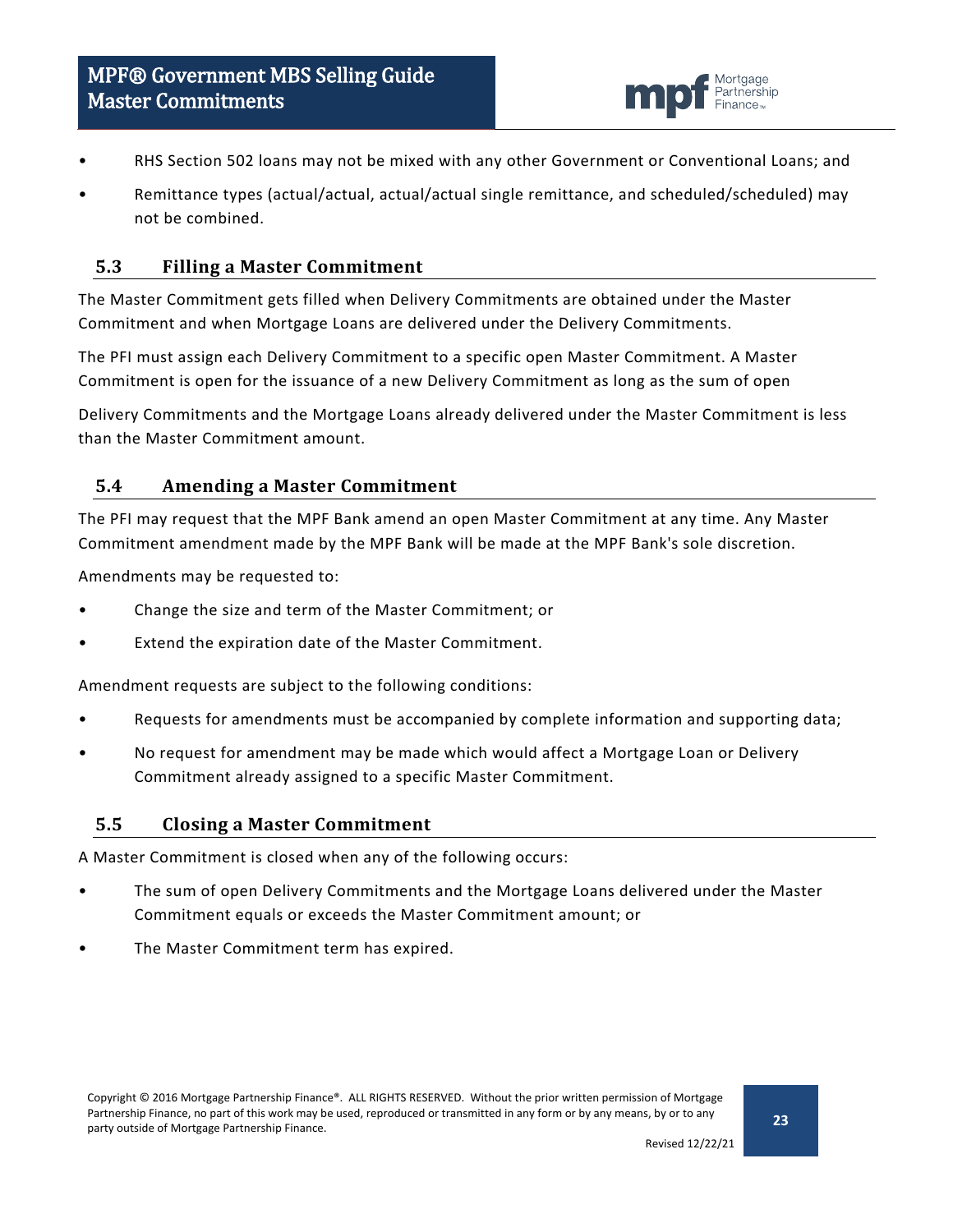- RHS Section 502 loans may not be mixed with any other Government or Conventional Loans; and
- Remittance types (actual/actual, actual/actual single remittance, and scheduled/scheduled) may not be combined.

## 5.3 Filling a Master Commitment

The Master Commitment gets filled when Delivery Commitments are obtained under the Master Commitment and when Mortgage Loans are delivered under the Delivery Commitments.

The PFI must assign each Delivery Commitment to a specific open Master Commitment. A Master Commitment is open for the issuance of a new Delivery Commitment as long as the sum of open

Delivery Commitments and the Mortgage Loans already delivered under the Master Commitment is less than the Master Commitment amount.

## 5.4 Amending a Master Commitment

The PFI may request that the MPF Bank amend an open Master Commitment at any time. Any Master Commitment amendment made by the MPF Bank will be made at the MPF Bank's sole discretion.

Amendments may be requested to:

- Change the size and term of the Master Commitment; or
- Extend the expiration date of the Master Commitment.

Amendment requests are subject to the following conditions:

- Requests for amendments must be accompanied by complete information and supporting data;
- No request for amendment may be made which would affect a Mortgage Loan or Delivery Commitment already assigned to a specific Master Commitment.

## 5.5 Closing a Master Commitment

A Master Commitment is closed when any of the following occurs:

- The sum of open Delivery Commitments and the Mortgage Loans delivered under the Master Commitment equals or exceeds the Master Commitment amount; or
- The Master Commitment term has expired.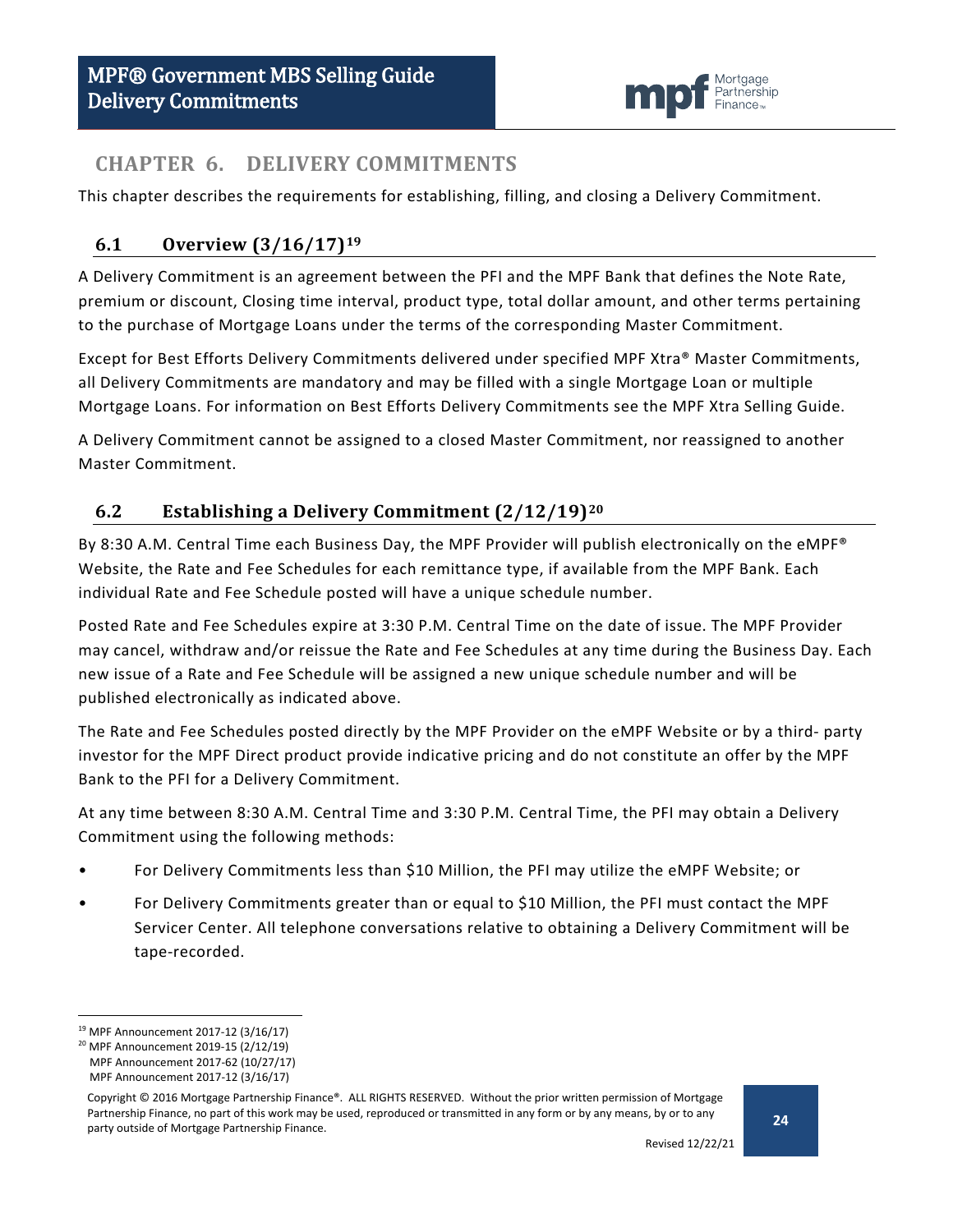# CHAPTER 6. DELIVERY COMMITMENTS

This chapter describes the requirements for establishing, filling, and closing a Delivery Commitment.

## 6.1 Overview (3/16/17)[19]

A Delivery Commitment is an agreement between the PFI and the MPF Bank that defines the Note Rate, premium or discount, Closing time interval, product type, total dollar amount, and other terms pertaining to the purchase of Mortgage Loans under the terms of the corresponding Master Commitment.

Except for Best Efforts Delivery Commitments delivered under specified MPF Xtra® Master Commitments, all Delivery Commitments are mandatory and may be filled with a single Mortgage Loan or multiple Mortgage Loans. For information on Best Efforts Delivery Commitments see the MPF Xtra Selling Guide.

A Delivery Commitment cannot be assigned to a closed Master Commitment, nor reassigned to another Master Commitment.

## 6.2 Establishing a Delivery Commitment (2/12/19)[20]

By 8:30 A.M. Central Time each Business Day, the MPF Provider will publish electronically on the eMPF® Website, the Rate and Fee Schedules for each remittance type, if available from the MPF Bank. Each individual Rate and Fee Schedule posted will have a unique schedule number.

Posted Rate and Fee Schedules expire at 3:30 P.M. Central Time on the date of issue. The MPF Provider may cancel, withdraw and/or reissue the Rate and Fee Schedules at any time during the Business Day. Each new issue of a Rate and Fee Schedule will be assigned a new unique schedule number and will be published electronically as indicated above.

The Rate and Fee Schedules posted directly by the MPF Provider on the eMPF Website or by a third- party investor for the MPF Direct product provide indicative pricing and do not constitute an offer by the MPF Bank to the PFI for a Delivery Commitment.

At any time between 8:30 A.M. Central Time and 3:30 P.M. Central Time, the PFI may obtain a Delivery Commitment using the following methods:

- For Delivery Commitments less than $10 Million, the PFI may utilize the eMPF Website; or
- For Delivery Commitments greater than or equal to $10 Million, the PFI must contact the MPF Servicer Center. All telephone conversations relative to obtaining a Delivery Commitment will be tape-recorded.

---

[19] MPF Announcement 2017-12 (3/16/17)

[20] MPF Announcement 2019-15 (2/12/19)
MPF Announcement 2017-62 (10/27/17)
MPF Announcement 2017-12 (3/16/17)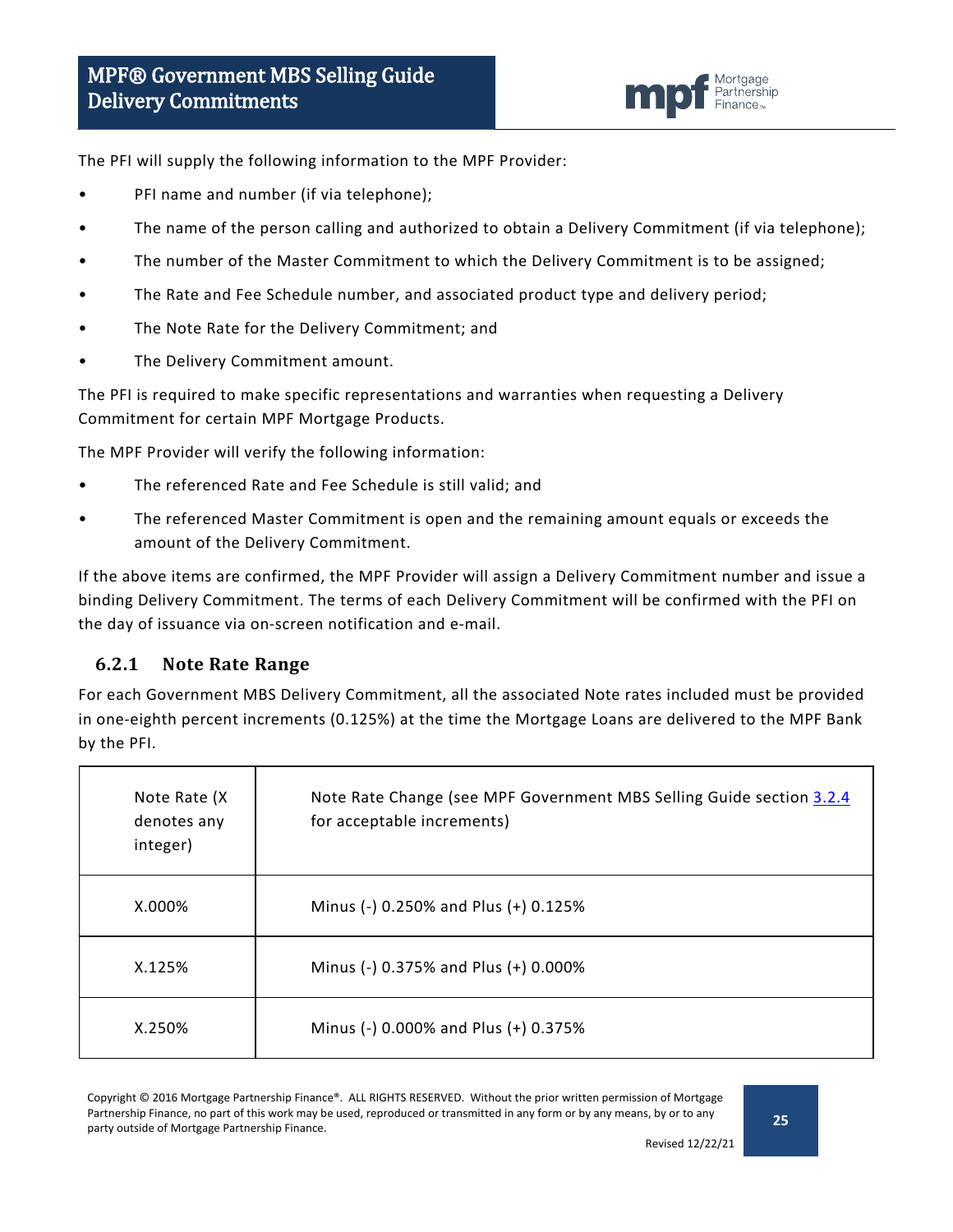The PFI will supply the following information to the MPF Provider:

- PFI name and number (if via telephone);
- The name of the person calling and authorized to obtain a Delivery Commitment (if via telephone);
- The number of the Master Commitment to which the Delivery Commitment is to be assigned;
- The Rate and Fee Schedule number, and associated product type and delivery period;
- The Note Rate for the Delivery Commitment; and
- The Delivery Commitment amount.

The PFI is required to make specific representations and warranties when requesting a Delivery Commitment for certain MPF Mortgage Products.

The MPF Provider will verify the following information:

- The referenced Rate and Fee Schedule is still valid; and
- The referenced Master Commitment is open and the remaining amount equals or exceeds the amount of the Delivery Commitment.

If the above items are confirmed, the MPF Provider will assign a Delivery Commitment number and issue a binding Delivery Commitment. The terms of each Delivery Commitment will be confirmed with the PFI on the day of issuance via on-screen notification and e-mail.

### 6.2.1 Note Rate Range

For each Government MBS Delivery Commitment, all the associated Note rates included must be provided in one-eighth percent increments (0.125%) at the time the Mortgage Loans are delivered to the MPF Bank by the PFI.

| Note Rate (X denotes any integer) | Note Rate Change (see MPF Government MBS Selling Guide section 3.2.4 for acceptable increments) |
|---|---|
| X.000% | Minus (-) 0.250% and Plus (+) 0.125% |
| X.125% | Minus (-) 0.375% and Plus (+) 0.000% |
| X.250% | Minus (-) 0.000% and Plus (+) 0.375% |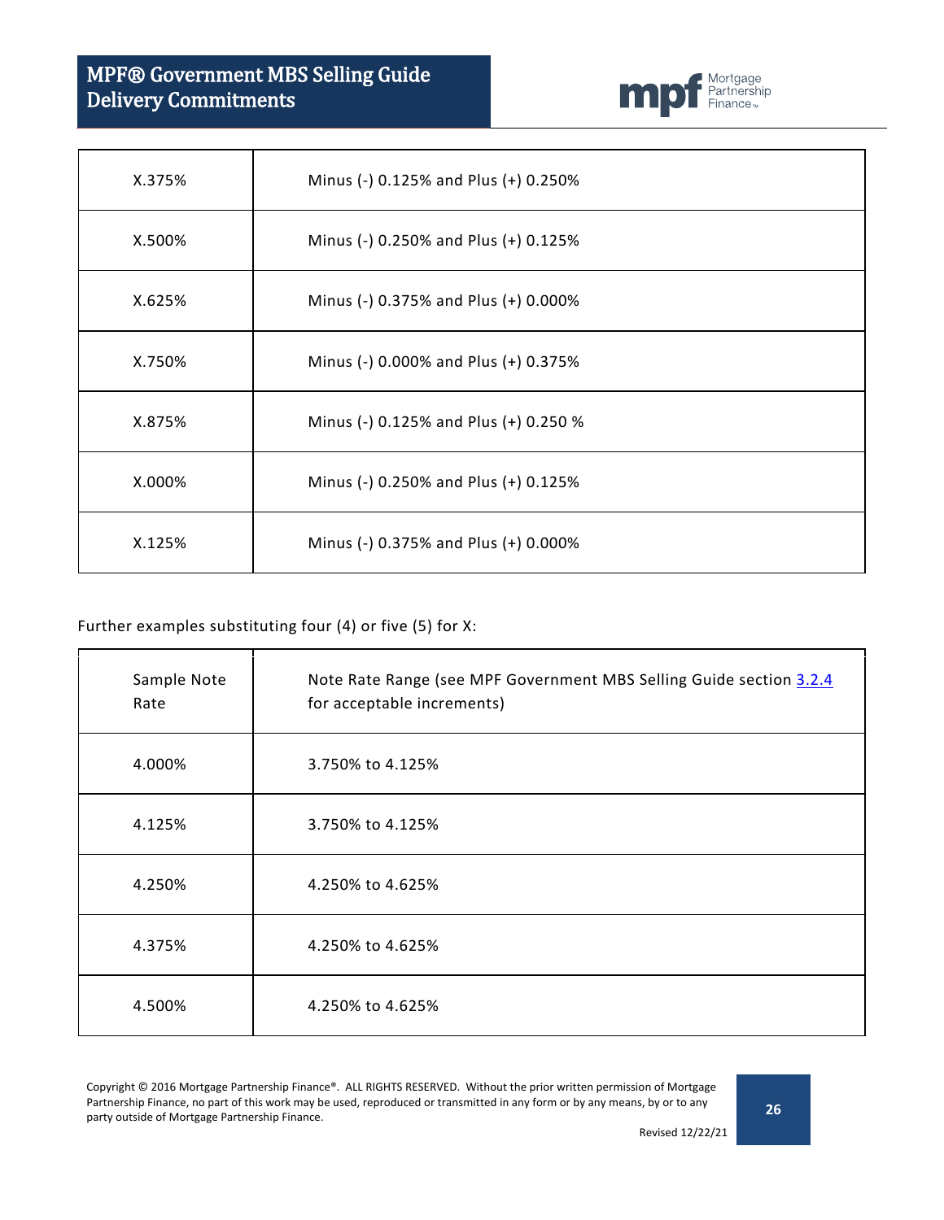| | |
|---|---|
| X.375% | Minus (-) 0.125% and Plus (+) 0.250% |
| X.500% | Minus (-) 0.250% and Plus (+) 0.125% |
| X.625% | Minus (-) 0.375% and Plus (+) 0.000% |
| X.750% | Minus (-) 0.000% and Plus (+) 0.375% |
| X.875% | Minus (-) 0.125% and Plus (+) 0.250 % |
| X.000% | Minus (-) 0.250% and Plus (+) 0.125% |
| X.125% | Minus (-) 0.375% and Plus (+) 0.000% |

Further examples substituting four (4) or five (5) for X:

| Sample Note Rate | Note Rate Range (see MPF Government MBS Selling Guide section 3.2.4 for acceptable increments) |
|---|---|
| 4.000% | 3.750% to 4.125% |
| 4.125% | 3.750% to 4.125% |
| 4.250% | 4.250% to 4.625% |
| 4.375% | 4.250% to 4.625% |
| 4.500% | 4.250% to 4.625% |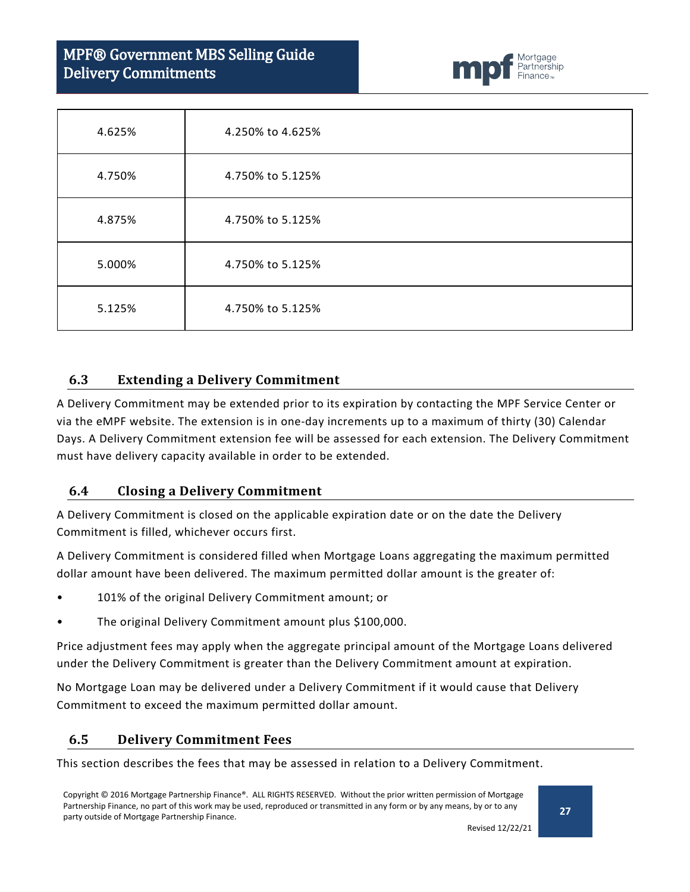| | |
|---|---|
| 4.625% | 4.250% to 4.625% |
| 4.750% | 4.750% to 5.125% |
| 4.875% | 4.750% to 5.125% |
| 5.000% | 4.750% to 5.125% |
| 5.125% | 4.750% to 5.125% |

## 6.3 Extending a Delivery Commitment

A Delivery Commitment may be extended prior to its expiration by contacting the MPF Service Center or via the eMPF website. The extension is in one-day increments up to a maximum of thirty (30) Calendar Days. A Delivery Commitment extension fee will be assessed for each extension. The Delivery Commitment must have delivery capacity available in order to be extended.

## 6.4 Closing a Delivery Commitment

A Delivery Commitment is closed on the applicable expiration date or on the date the Delivery Commitment is filled, whichever occurs first.

A Delivery Commitment is considered filled when Mortgage Loans aggregating the maximum permitted dollar amount have been delivered. The maximum permitted dollar amount is the greater of:

- 101% of the original Delivery Commitment amount; or
- The original Delivery Commitment amount plus $100,000.

Price adjustment fees may apply when the aggregate principal amount of the Mortgage Loans delivered under the Delivery Commitment is greater than the Delivery Commitment amount at expiration.

No Mortgage Loan may be delivered under a Delivery Commitment if it would cause that Delivery Commitment to exceed the maximum permitted dollar amount.

## 6.5 Delivery Commitment Fees

This section describes the fees that may be assessed in relation to a Delivery Commitment.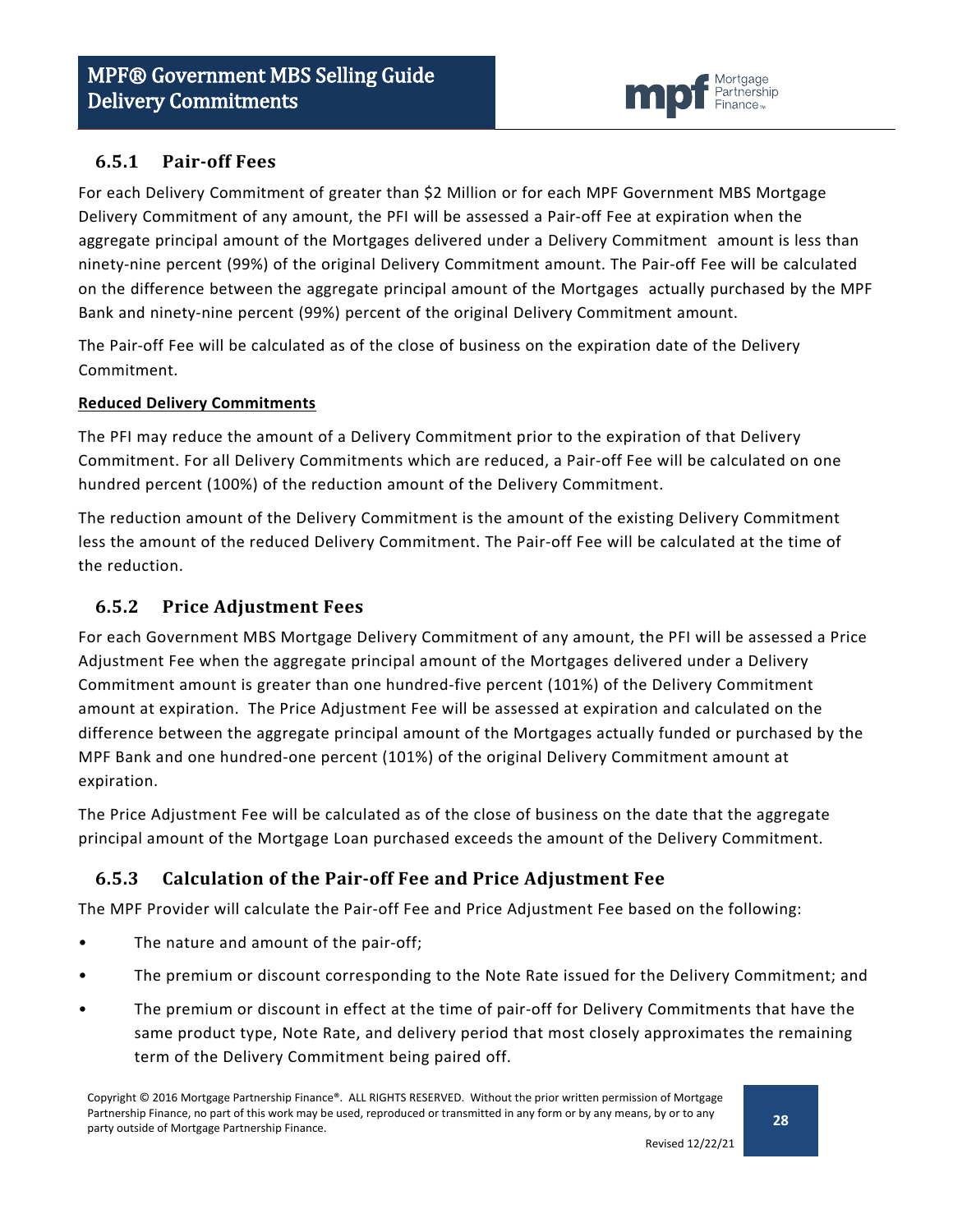### 6.5.1 Pair-off Fees

For each Delivery Commitment of greater than $2 Million or for each MPF Government MBS Mortgage Delivery Commitment of any amount, the PFI will be assessed a Pair-off Fee at expiration when the aggregate principal amount of the Mortgages delivered under a Delivery Commitment amount is less than ninety-nine percent (99%) of the original Delivery Commitment amount. The Pair-off Fee will be calculated on the difference between the aggregate principal amount of the Mortgages actually purchased by the MPF Bank and ninety-nine percent (99%) percent of the original Delivery Commitment amount.

The Pair-off Fee will be calculated as of the close of business on the expiration date of the Delivery Commitment.

**Reduced Delivery Commitments**

The PFI may reduce the amount of a Delivery Commitment prior to the expiration of that Delivery Commitment. For all Delivery Commitments which are reduced, a Pair-off Fee will be calculated on one hundred percent (100%) of the reduction amount of the Delivery Commitment.

The reduction amount of the Delivery Commitment is the amount of the existing Delivery Commitment less the amount of the reduced Delivery Commitment. The Pair-off Fee will be calculated at the time of the reduction.

### 6.5.2 Price Adjustment Fees

For each Government MBS Mortgage Delivery Commitment of any amount, the PFI will be assessed a Price Adjustment Fee when the aggregate principal amount of the Mortgages delivered under a Delivery Commitment amount is greater than one hundred-five percent (101%) of the Delivery Commitment amount at expiration. The Price Adjustment Fee will be assessed at expiration and calculated on the difference between the aggregate principal amount of the Mortgages actually funded or purchased by the MPF Bank and one hundred-one percent (101%) of the original Delivery Commitment amount at expiration.

The Price Adjustment Fee will be calculated as of the close of business on the date that the aggregate principal amount of the Mortgage Loan purchased exceeds the amount of the Delivery Commitment.

### 6.5.3 Calculation of the Pair-off Fee and Price Adjustment Fee

The MPF Provider will calculate the Pair-off Fee and Price Adjustment Fee based on the following:

- The nature and amount of the pair-off;
- The premium or discount corresponding to the Note Rate issued for the Delivery Commitment; and
- The premium or discount in effect at the time of pair-off for Delivery Commitments that have the same product type, Note Rate, and delivery period that most closely approximates the remaining term of the Delivery Commitment being paired off.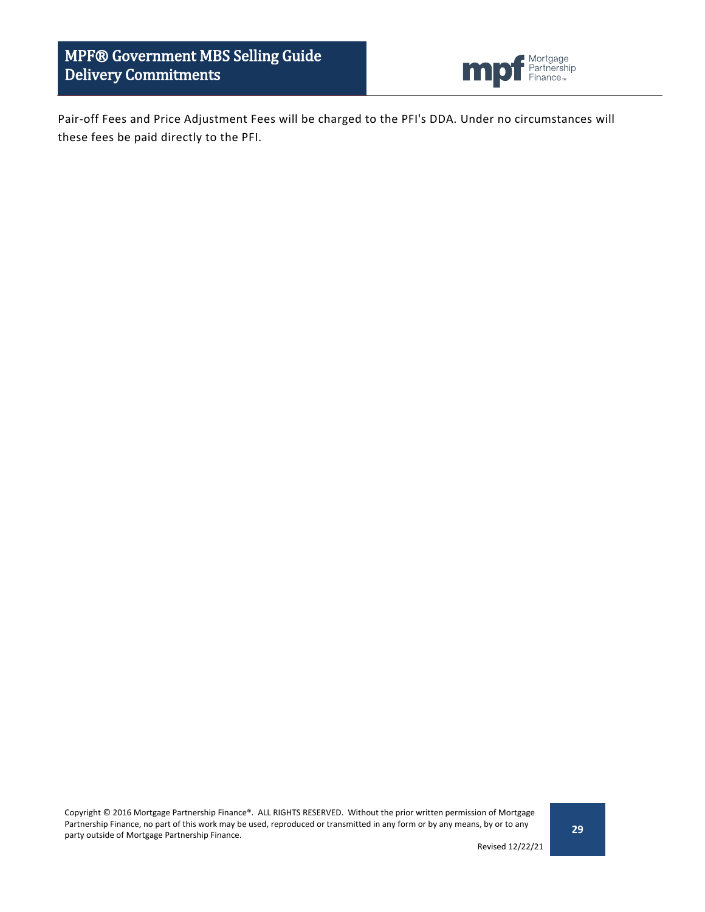Pair-off Fees and Price Adjustment Fees will be charged to the PFI's DDA. Under no circumstances will these fees be paid directly to the PFI.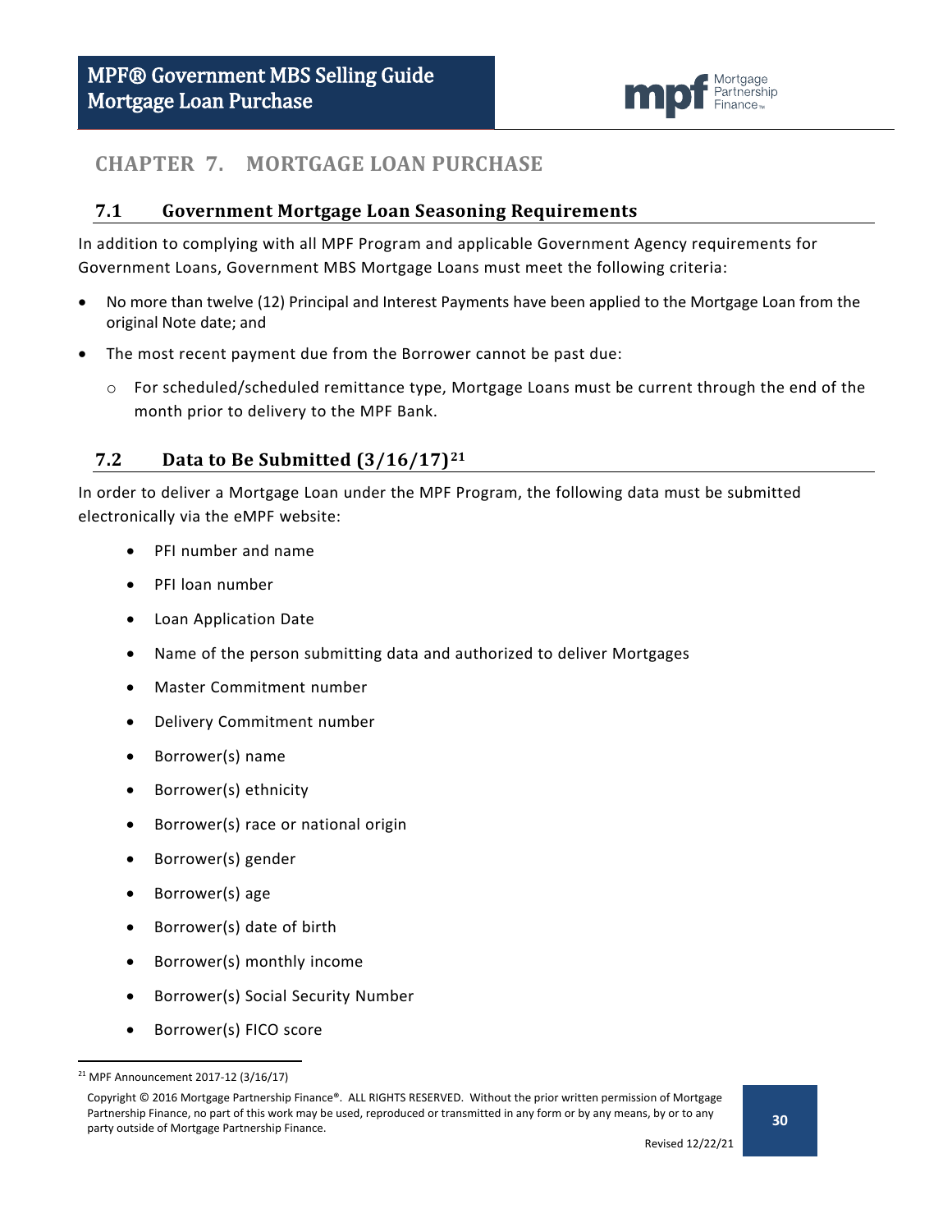# CHAPTER 7. MORTGAGE LOAN PURCHASE

## 7.1 Government Mortgage Loan Seasoning Requirements

In addition to complying with all MPF Program and applicable Government Agency requirements for Government Loans, Government MBS Mortgage Loans must meet the following criteria:

- No more than twelve (12) Principal and Interest Payments have been applied to the Mortgage Loan from the original Note date; and
- The most recent payment due from the Borrower cannot be past due:
  - For scheduled/scheduled remittance type, Mortgage Loans must be current through the end of the month prior to delivery to the MPF Bank.

## 7.2 Data to Be Submitted (3/16/17)[21]

In order to deliver a Mortgage Loan under the MPF Program, the following data must be submitted electronically via the eMPF website:

- PFI number and name
- PFI loan number
- Loan Application Date
- Name of the person submitting data and authorized to deliver Mortgages
- Master Commitment number
- Delivery Commitment number
- Borrower(s) name
- Borrower(s) ethnicity
- Borrower(s) race or national origin
- Borrower(s) gender
- Borrower(s) age
- Borrower(s) date of birth
- Borrower(s) monthly income
- Borrower(s) Social Security Number
- Borrower(s) FICO score

[21] MPF Announcement 2017-12 (3/16/17)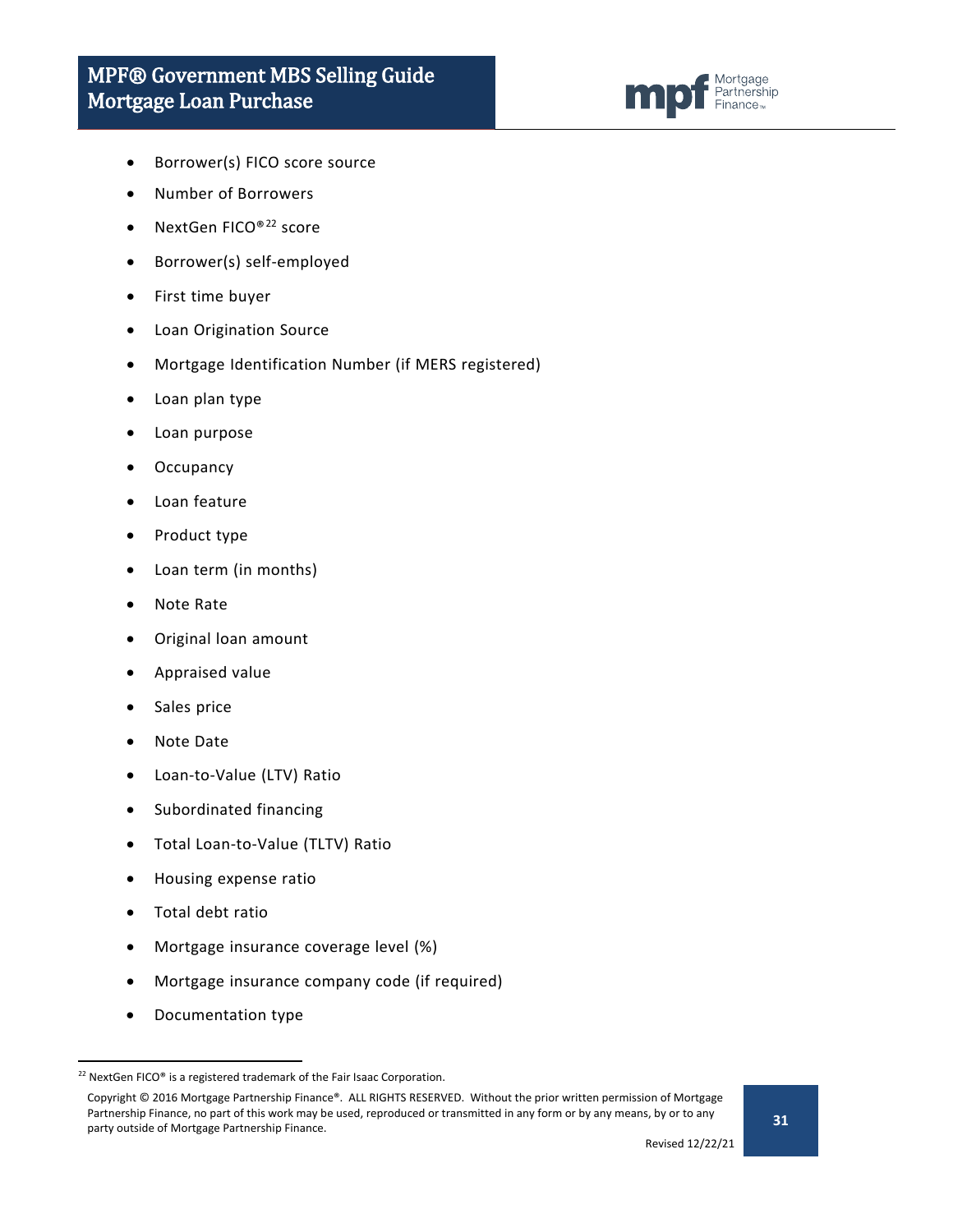- Borrower(s) FICO score source
- Number of Borrowers
- NextGen FICO®[22] score
- Borrower(s) self-employed
- First time buyer
- Loan Origination Source
- Mortgage Identification Number (if MERS registered)
- Loan plan type
- Loan purpose
- Occupancy
- Loan feature
- Product type
- Loan term (in months)
- Note Rate
- Original loan amount
- Appraised value
- Sales price
- Note Date
- Loan-to-Value (LTV) Ratio
- Subordinated financing
- Total Loan-to-Value (TLTV) Ratio
- Housing expense ratio
- Total debt ratio
- Mortgage insurance coverage level (%)
- Mortgage insurance company code (if required)
- Documentation type

[22] NextGen FICO® is a registered trademark of the Fair Isaac Corporation.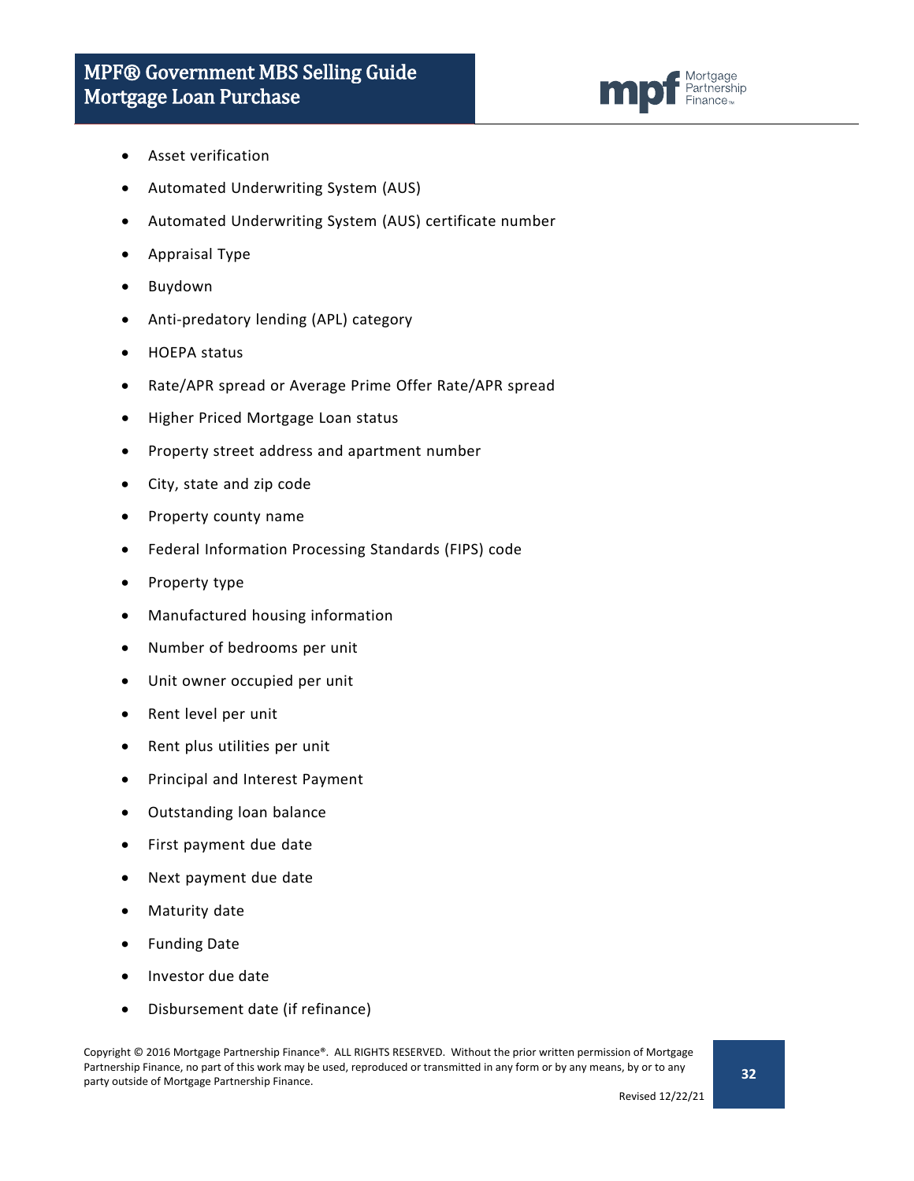- Asset verification
- Automated Underwriting System (AUS)
- Automated Underwriting System (AUS) certificate number
- Appraisal Type
- Buydown
- Anti-predatory lending (APL) category
- HOEPA status
- Rate/APR spread or Average Prime Offer Rate/APR spread
- Higher Priced Mortgage Loan status
- Property street address and apartment number
- City, state and zip code
- Property county name
- Federal Information Processing Standards (FIPS) code
- Property type
- Manufactured housing information
- Number of bedrooms per unit
- Unit owner occupied per unit
- Rent level per unit
- Rent plus utilities per unit
- Principal and Interest Payment
- Outstanding loan balance
- First payment due date
- Next payment due date
- Maturity date
- Funding Date
- Investor due date
- Disbursement date (if refinance)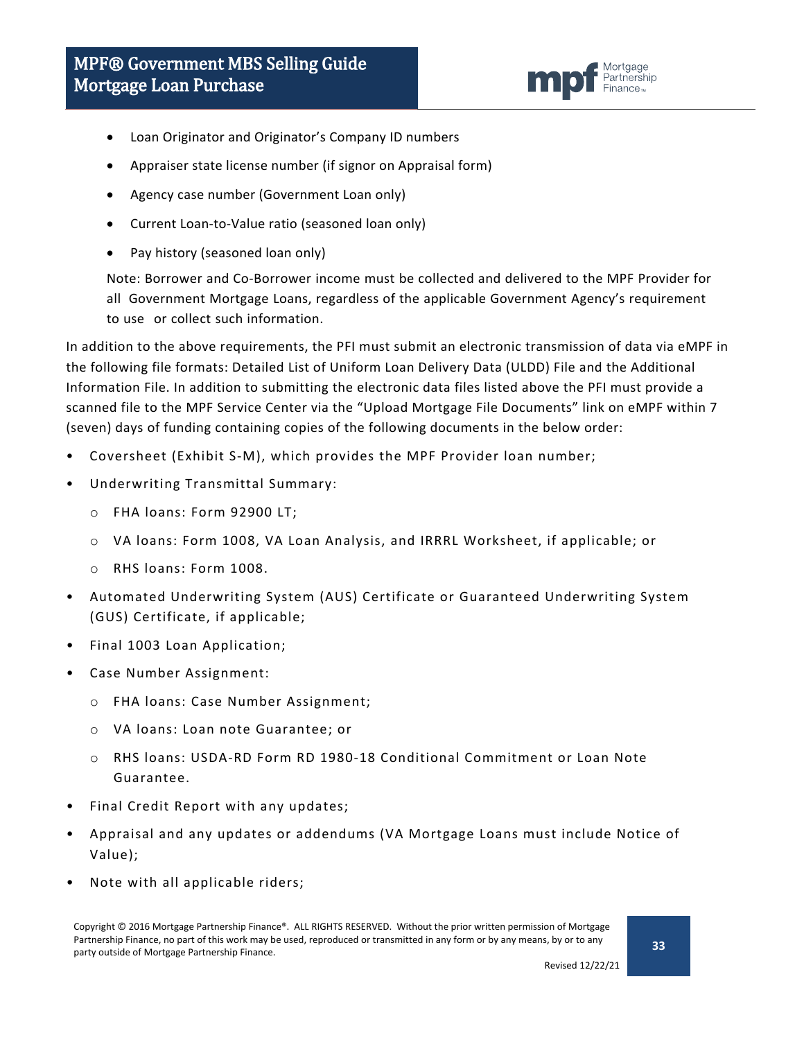- Loan Originator and Originator's Company ID numbers
- Appraiser state license number (if signor on Appraisal form)
- Agency case number (Government Loan only)
- Current Loan-to-Value ratio (seasoned loan only)
- Pay history (seasoned loan only)

  Note: Borrower and Co-Borrower income must be collected and delivered to the MPF Provider for all Government Mortgage Loans, regardless of the applicable Government Agency's requirement to use or collect such information.

In addition to the above requirements, the PFI must submit an electronic transmission of data via eMPF in the following file formats: Detailed List of Uniform Loan Delivery Data (ULDD) File and the Additional Information File. In addition to submitting the electronic data files listed above the PFI must provide a scanned file to the MPF Service Center via the "Upload Mortgage File Documents" link on eMPF within 7 (seven) days of funding containing copies of the following documents in the below order:

- Coversheet (Exhibit S-M), which provides the MPF Provider loan number;
- Underwriting Transmittal Summary:
  - FHA loans: Form 92900 LT;
  - VA loans: Form 1008, VA Loan Analysis, and IRRRL Worksheet, if applicable; or
  - RHS loans: Form 1008.
- Automated Underwriting System (AUS) Certificate or Guaranteed Underwriting System (GUS) Certificate, if applicable;
- Final 1003 Loan Application;
- Case Number Assignment:
  - FHA loans: Case Number Assignment;
  - VA loans: Loan note Guarantee; or
  - RHS loans: USDA-RD Form RD 1980-18 Conditional Commitment or Loan Note Guarantee.
- Final Credit Report with any updates;
- Appraisal and any updates or addendums (VA Mortgage Loans must include Notice of Value);
- Note with all applicable riders;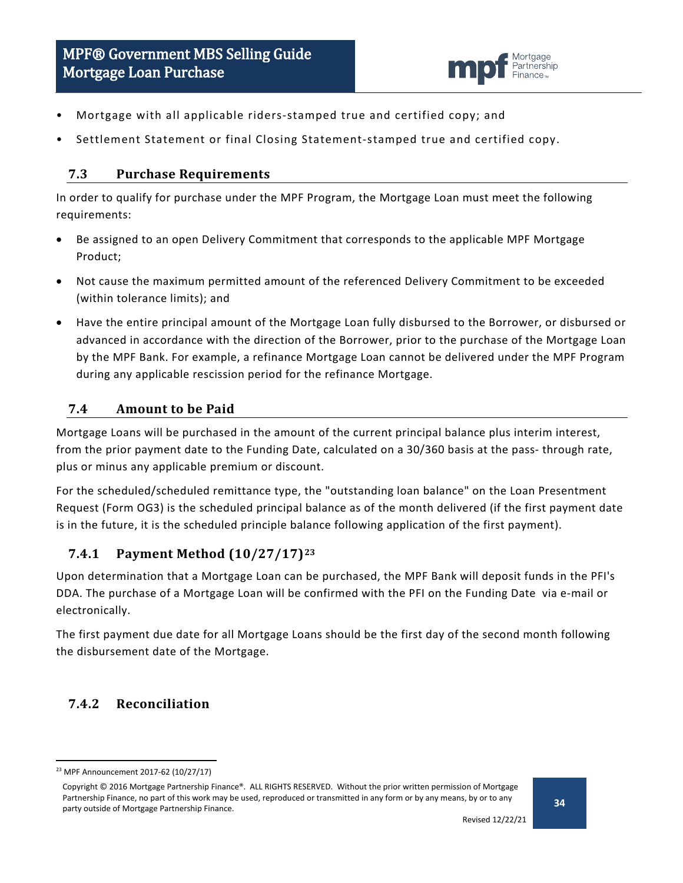- Mortgage with all applicable riders-stamped true and certified copy; and
- Settlement Statement or final Closing Statement-stamped true and certified copy.

## 7.3 Purchase Requirements

In order to qualify for purchase under the MPF Program, the Mortgage Loan must meet the following requirements:

- Be assigned to an open Delivery Commitment that corresponds to the applicable MPF Mortgage Product;
- Not cause the maximum permitted amount of the referenced Delivery Commitment to be exceeded (within tolerance limits); and
- Have the entire principal amount of the Mortgage Loan fully disbursed to the Borrower, or disbursed or advanced in accordance with the direction of the Borrower, prior to the purchase of the Mortgage Loan by the MPF Bank. For example, a refinance Mortgage Loan cannot be delivered under the MPF Program during any applicable rescission period for the refinance Mortgage.

## 7.4 Amount to be Paid

Mortgage Loans will be purchased in the amount of the current principal balance plus interim interest, from the prior payment date to the Funding Date, calculated on a 30/360 basis at the pass- through rate, plus or minus any applicable premium or discount.

For the scheduled/scheduled remittance type, the "outstanding loan balance" on the Loan Presentment Request (Form OG3) is the scheduled principal balance as of the month delivered (if the first payment date is in the future, it is the scheduled principle balance following application of the first payment).

### 7.4.1 Payment Method (10/27/17)[23]

Upon determination that a Mortgage Loan can be purchased, the MPF Bank will deposit funds in the PFI's DDA. The purchase of a Mortgage Loan will be confirmed with the PFI on the Funding Date via e-mail or electronically.

The first payment due date for all Mortgage Loans should be the first day of the second month following the disbursement date of the Mortgage.

### 7.4.2 Reconciliation

[23] MPF Announcement 2017-62 (10/27/17)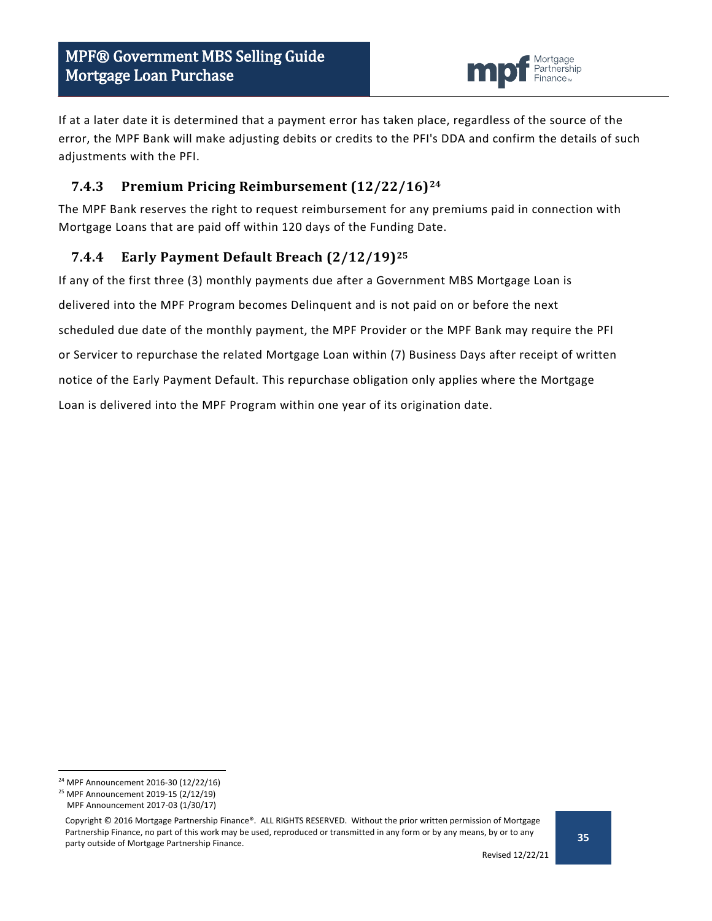If at a later date it is determined that a payment error has taken place, regardless of the source of the error, the MPF Bank will make adjusting debits or credits to the PFI's DDA and confirm the details of such adjustments with the PFI.

### 7.4.3 Premium Pricing Reimbursement (12/22/16)[24]

The MPF Bank reserves the right to request reimbursement for any premiums paid in connection with Mortgage Loans that are paid off within 120 days of the Funding Date.

### 7.4.4 Early Payment Default Breach (2/12/19)[25]

If any of the first three (3) monthly payments due after a Government MBS Mortgage Loan is delivered into the MPF Program becomes Delinquent and is not paid on or before the next scheduled due date of the monthly payment, the MPF Provider or the MPF Bank may require the PFI or Servicer to repurchase the related Mortgage Loan within (7) Business Days after receipt of written notice of the Early Payment Default. This repurchase obligation only applies where the Mortgage Loan is delivered into the MPF Program within one year of its origination date.

---

[24] MPF Announcement 2016-30 (12/22/16)

[25] MPF Announcement 2019-15 (2/12/19)
MPF Announcement 2017-03 (1/30/17)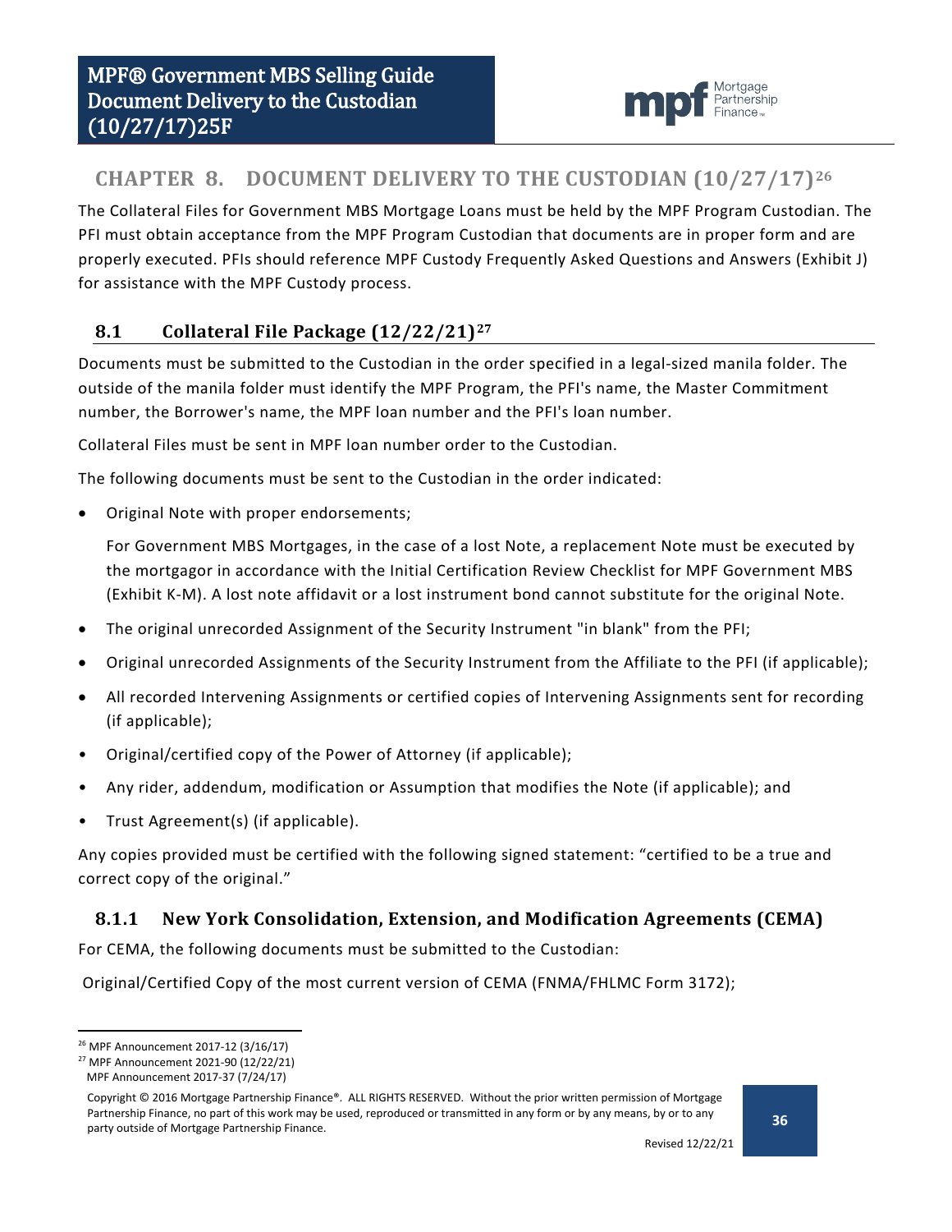# CHAPTER 8. DOCUMENT DELIVERY TO THE CUSTODIAN (10/27/17)[26]

The Collateral Files for Government MBS Mortgage Loans must be held by the MPF Program Custodian. The PFI must obtain acceptance from the MPF Program Custodian that documents are in proper form and are properly executed. PFIs should reference MPF Custody Frequently Asked Questions and Answers (Exhibit J) for assistance with the MPF Custody process.

## 8.1 Collateral File Package (12/22/21)[27]

Documents must be submitted to the Custodian in the order specified in a legal-sized manila folder. The outside of the manila folder must identify the MPF Program, the PFI's name, the Master Commitment number, the Borrower's name, the MPF loan number and the PFI's loan number.

Collateral Files must be sent in MPF loan number order to the Custodian.

The following documents must be sent to the Custodian in the order indicated:

- Original Note with proper endorsements;

  For Government MBS Mortgages, in the case of a lost Note, a replacement Note must be executed by the mortgagor in accordance with the Initial Certification Review Checklist for MPF Government MBS (Exhibit K-M). A lost note affidavit or a lost instrument bond cannot substitute for the original Note.

- The original unrecorded Assignment of the Security Instrument "in blank" from the PFI;
- Original unrecorded Assignments of the Security Instrument from the Affiliate to the PFI (if applicable);
- All recorded Intervening Assignments or certified copies of Intervening Assignments sent for recording (if applicable);
- Original/certified copy of the Power of Attorney (if applicable);
- Any rider, addendum, modification or Assumption that modifies the Note (if applicable); and
- Trust Agreement(s) (if applicable).

Any copies provided must be certified with the following signed statement: "certified to be a true and correct copy of the original."

### 8.1.1 New York Consolidation, Extension, and Modification Agreements (CEMA)

For CEMA, the following documents must be submitted to the Custodian:

Original/Certified Copy of the most current version of CEMA (FNMA/FHLMC Form 3172);

---

[26] MPF Announcement 2017-12 (3/16/17)

[27] MPF Announcement 2021-90 (12/22/21)
MPF Announcement 2017-37 (7/24/17)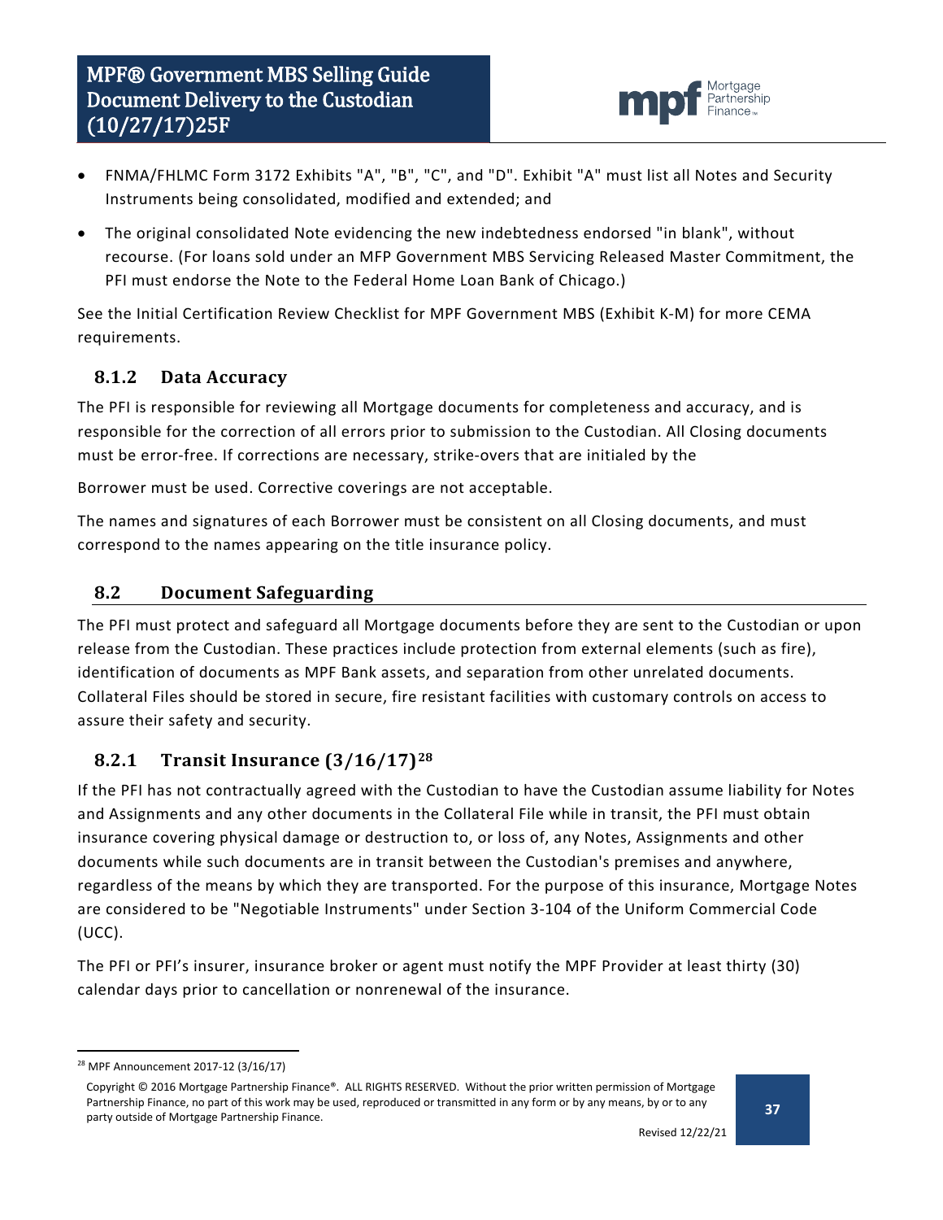- FNMA/FHLMC Form 3172 Exhibits "A", "B", "C", and "D". Exhibit "A" must list all Notes and Security Instruments being consolidated, modified and extended; and
- The original consolidated Note evidencing the new indebtedness endorsed "in blank", without recourse. (For loans sold under an MFP Government MBS Servicing Released Master Commitment, the PFI must endorse the Note to the Federal Home Loan Bank of Chicago.)

See the Initial Certification Review Checklist for MPF Government MBS (Exhibit K-M) for more CEMA requirements.

### 8.1.2 Data Accuracy

The PFI is responsible for reviewing all Mortgage documents for completeness and accuracy, and is responsible for the correction of all errors prior to submission to the Custodian. All Closing documents must be error-free. If corrections are necessary, strike-overs that are initialed by the

Borrower must be used. Corrective coverings are not acceptable.

The names and signatures of each Borrower must be consistent on all Closing documents, and must correspond to the names appearing on the title insurance policy.

## 8.2 Document Safeguarding

The PFI must protect and safeguard all Mortgage documents before they are sent to the Custodian or upon release from the Custodian. These practices include protection from external elements (such as fire), identification of documents as MPF Bank assets, and separation from other unrelated documents. Collateral Files should be stored in secure, fire resistant facilities with customary controls on access to assure their safety and security.

### 8.2.1 Transit Insurance (3/16/17)[28]

If the PFI has not contractually agreed with the Custodian to have the Custodian assume liability for Notes and Assignments and any other documents in the Collateral File while in transit, the PFI must obtain insurance covering physical damage or destruction to, or loss of, any Notes, Assignments and other documents while such documents are in transit between the Custodian's premises and anywhere, regardless of the means by which they are transported. For the purpose of this insurance, Mortgage Notes are considered to be "Negotiable Instruments" under Section 3-104 of the Uniform Commercial Code (UCC).

The PFI or PFI's insurer, insurance broker or agent must notify the MPF Provider at least thirty (30) calendar days prior to cancellation or nonrenewal of the insurance.

[28] MPF Announcement 2017-12 (3/16/17)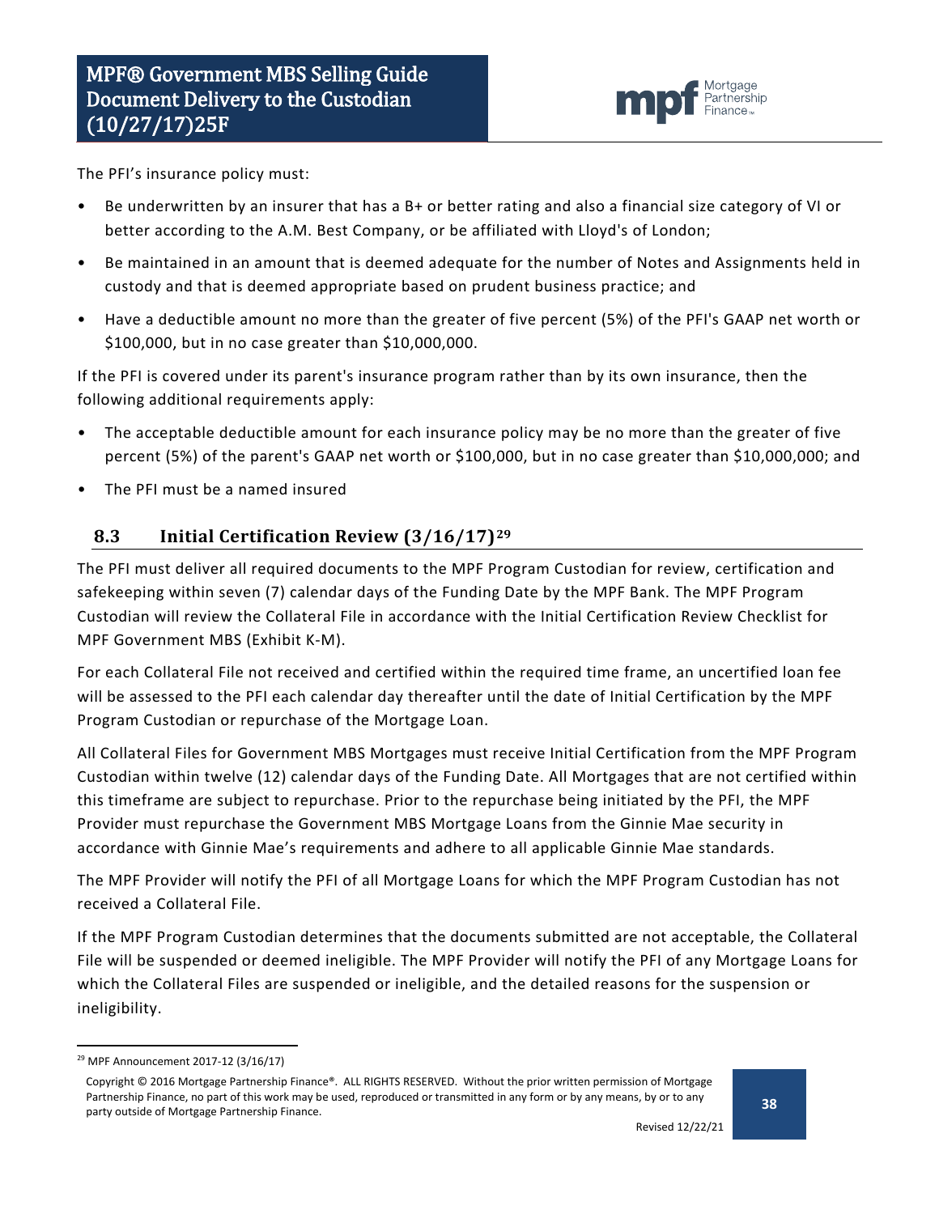The PFI's insurance policy must:

- Be underwritten by an insurer that has a B+ or better rating and also a financial size category of VI or better according to the A.M. Best Company, or be affiliated with Lloyd's of London;
- Be maintained in an amount that is deemed adequate for the number of Notes and Assignments held in custody and that is deemed appropriate based on prudent business practice; and
- Have a deductible amount no more than the greater of five percent (5%) of the PFI's GAAP net worth or $100,000, but in no case greater than $10,000,000.

If the PFI is covered under its parent's insurance program rather than by its own insurance, then the following additional requirements apply:

- The acceptable deductible amount for each insurance policy may be no more than the greater of five percent (5%) of the parent's GAAP net worth or $100,000, but in no case greater than $10,000,000; and
- The PFI must be a named insured

## 8.3 Initial Certification Review (3/16/17)[29]

The PFI must deliver all required documents to the MPF Program Custodian for review, certification and safekeeping within seven (7) calendar days of the Funding Date by the MPF Bank. The MPF Program Custodian will review the Collateral File in accordance with the Initial Certification Review Checklist for MPF Government MBS (Exhibit K-M).

For each Collateral File not received and certified within the required time frame, an uncertified loan fee will be assessed to the PFI each calendar day thereafter until the date of Initial Certification by the MPF Program Custodian or repurchase of the Mortgage Loan.

All Collateral Files for Government MBS Mortgages must receive Initial Certification from the MPF Program Custodian within twelve (12) calendar days of the Funding Date. All Mortgages that are not certified within this timeframe are subject to repurchase. Prior to the repurchase being initiated by the PFI, the MPF Provider must repurchase the Government MBS Mortgage Loans from the Ginnie Mae security in accordance with Ginnie Mae's requirements and adhere to all applicable Ginnie Mae standards.

The MPF Provider will notify the PFI of all Mortgage Loans for which the MPF Program Custodian has not received a Collateral File.

If the MPF Program Custodian determines that the documents submitted are not acceptable, the Collateral File will be suspended or deemed ineligible. The MPF Provider will notify the PFI of any Mortgage Loans for which the Collateral Files are suspended or ineligible, and the detailed reasons for the suspension or ineligibility.

[29] MPF Announcement 2017-12 (3/16/17)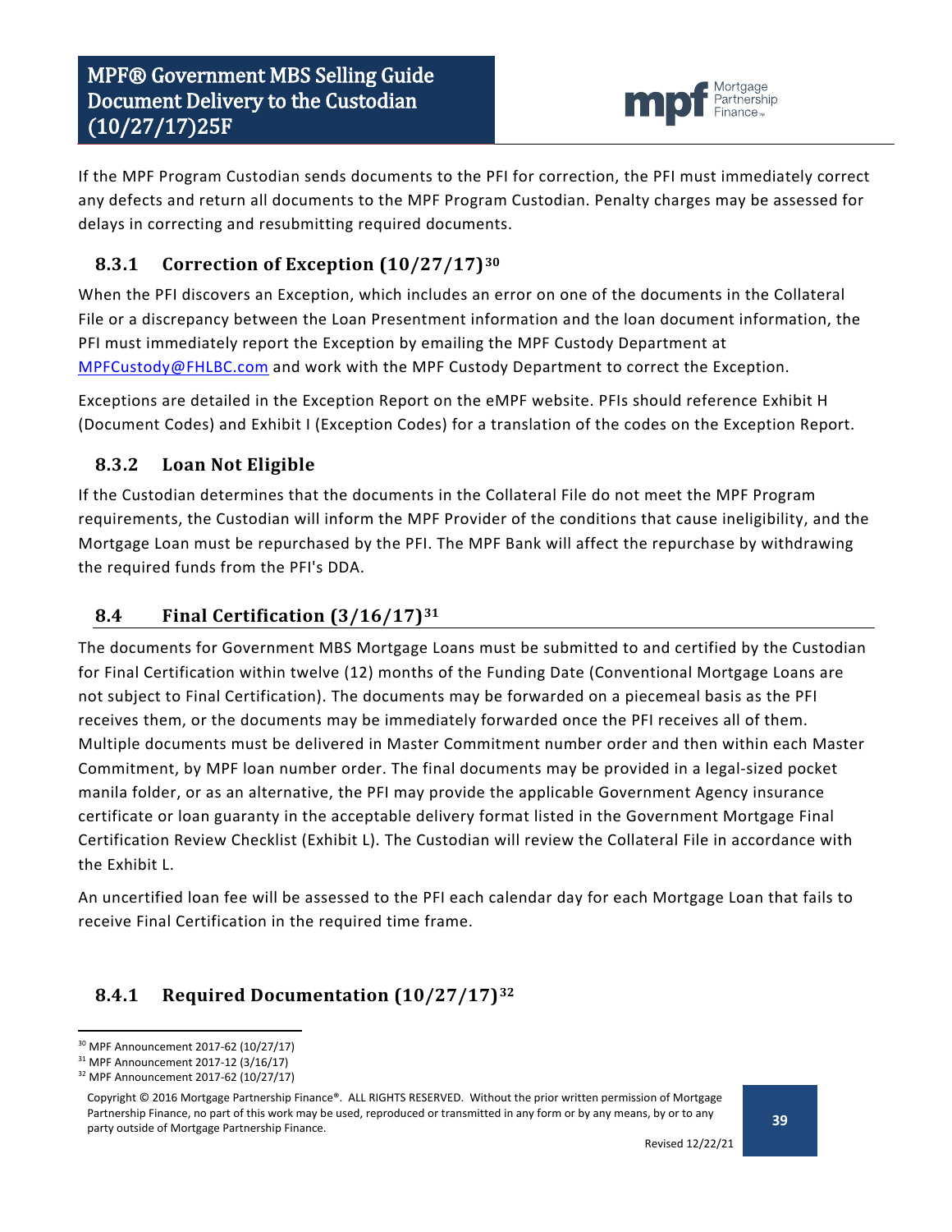If the MPF Program Custodian sends documents to the PFI for correction, the PFI must immediately correct any defects and return all documents to the MPF Program Custodian. Penalty charges may be assessed for delays in correcting and resubmitting required documents.

### 8.3.1 Correction of Exception (10/27/17)[30]

When the PFI discovers an Exception, which includes an error on one of the documents in the Collateral File or a discrepancy between the Loan Presentment information and the loan document information, the PFI must immediately report the Exception by emailing the MPF Custody Department at MPFCustody@FHLBC.com and work with the MPF Custody Department to correct the Exception.

Exceptions are detailed in the Exception Report on the eMPF website. PFIs should reference Exhibit H (Document Codes) and Exhibit I (Exception Codes) for a translation of the codes on the Exception Report.

### 8.3.2 Loan Not Eligible

If the Custodian determines that the documents in the Collateral File do not meet the MPF Program requirements, the Custodian will inform the MPF Provider of the conditions that cause ineligibility, and the Mortgage Loan must be repurchased by the PFI. The MPF Bank will affect the repurchase by withdrawing the required funds from the PFI's DDA.

## 8.4 Final Certification (3/16/17)[31]

The documents for Government MBS Mortgage Loans must be submitted to and certified by the Custodian for Final Certification within twelve (12) months of the Funding Date (Conventional Mortgage Loans are not subject to Final Certification). The documents may be forwarded on a piecemeal basis as the PFI receives them, or the documents may be immediately forwarded once the PFI receives all of them. Multiple documents must be delivered in Master Commitment number order and then within each Master Commitment, by MPF loan number order. The final documents may be provided in a legal-sized pocket manila folder, or as an alternative, the PFI may provide the applicable Government Agency insurance certificate or loan guaranty in the acceptable delivery format listed in the Government Mortgage Final Certification Review Checklist (Exhibit L). The Custodian will review the Collateral File in accordance with the Exhibit L.

An uncertified loan fee will be assessed to the PFI each calendar day for each Mortgage Loan that fails to receive Final Certification in the required time frame.

### 8.4.1 Required Documentation (10/27/17)[32]

---

[30] MPF Announcement 2017-62 (10/27/17)

[31] MPF Announcement 2017-12 (3/16/17)

[32] MPF Announcement 2017-62 (10/27/17)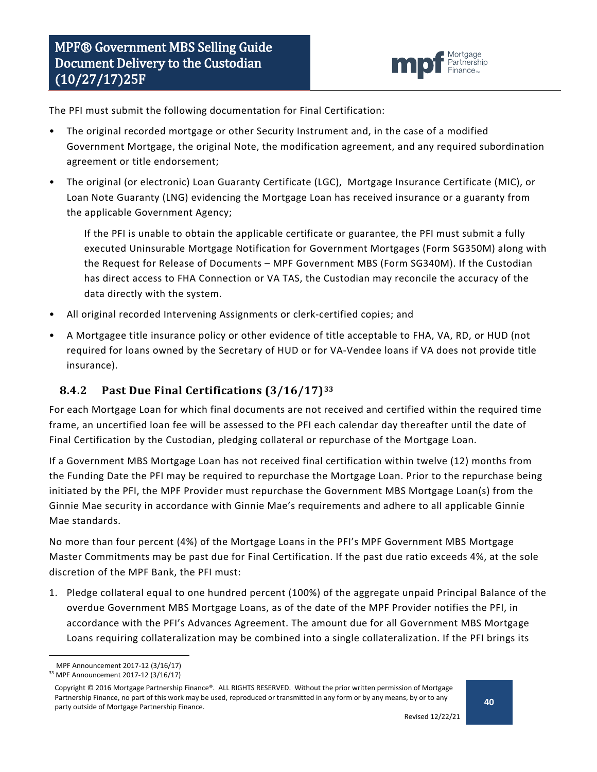The PFI must submit the following documentation for Final Certification:

- The original recorded mortgage or other Security Instrument and, in the case of a modified Government Mortgage, the original Note, the modification agreement, and any required subordination agreement or title endorsement;
- The original (or electronic) Loan Guaranty Certificate (LGC), Mortgage Insurance Certificate (MIC), or Loan Note Guaranty (LNG) evidencing the Mortgage Loan has received insurance or a guaranty from the applicable Government Agency;

  If the PFI is unable to obtain the applicable certificate or guarantee, the PFI must submit a fully executed Uninsurable Mortgage Notification for Government Mortgages (Form SG350M) along with the Request for Release of Documents – MPF Government MBS (Form SG340M). If the Custodian has direct access to FHA Connection or VA TAS, the Custodian may reconcile the accuracy of the data directly with the system.

- All original recorded Intervening Assignments or clerk-certified copies; and
- A Mortgagee title insurance policy or other evidence of title acceptable to FHA, VA, RD, or HUD (not required for loans owned by the Secretary of HUD or for VA-Vendee loans if VA does not provide title insurance).

### 8.4.2 Past Due Final Certifications (3/16/17)[33]

For each Mortgage Loan for which final documents are not received and certified within the required time frame, an uncertified loan fee will be assessed to the PFI each calendar day thereafter until the date of Final Certification by the Custodian, pledging collateral or repurchase of the Mortgage Loan.

If a Government MBS Mortgage Loan has not received final certification within twelve (12) months from the Funding Date the PFI may be required to repurchase the Mortgage Loan. Prior to the repurchase being initiated by the PFI, the MPF Provider must repurchase the Government MBS Mortgage Loan(s) from the Ginnie Mae security in accordance with Ginnie Mae's requirements and adhere to all applicable Ginnie Mae standards.

No more than four percent (4%) of the Mortgage Loans in the PFI's MPF Government MBS Mortgage Master Commitments may be past due for Final Certification. If the past due ratio exceeds 4%, at the sole discretion of the MPF Bank, the PFI must:

1. Pledge collateral equal to one hundred percent (100%) of the aggregate unpaid Principal Balance of the overdue Government MBS Mortgage Loans, as of the date of the MPF Provider notifies the PFI, in accordance with the PFI's Advances Agreement. The amount due for all Government MBS Mortgage Loans requiring collateralization may be combined into a single collateralization. If the PFI brings its

---

MPF Announcement 2017-12 (3/16/17)

[33] MPF Announcement 2017-12 (3/16/17)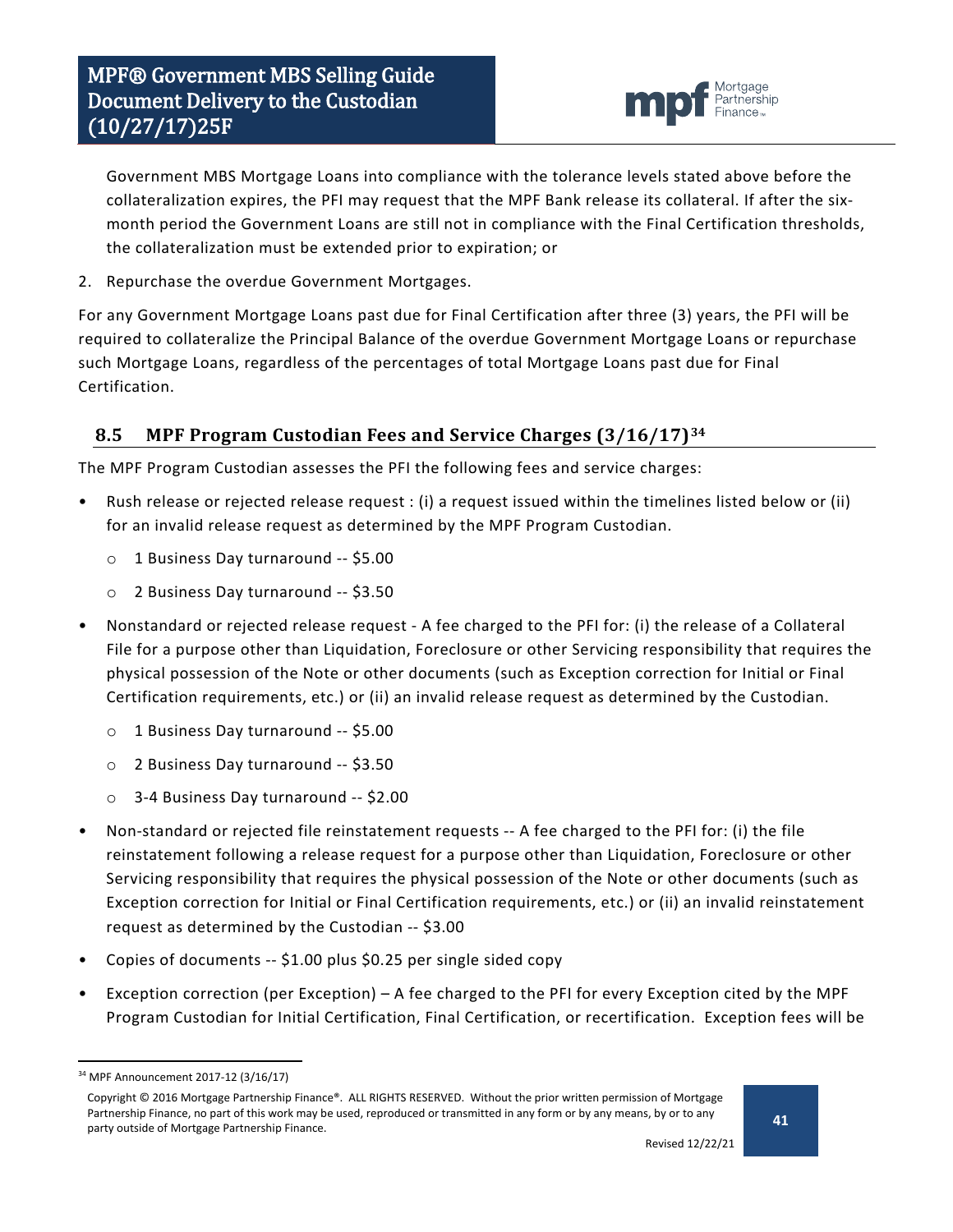Government MBS Mortgage Loans into compliance with the tolerance levels stated above before the collateralization expires, the PFI may request that the MPF Bank release its collateral. If after the six-month period the Government Loans are still not in compliance with the Final Certification thresholds, the collateralization must be extended prior to expiration; or

2. Repurchase the overdue Government Mortgages.

For any Government Mortgage Loans past due for Final Certification after three (3) years, the PFI will be required to collateralize the Principal Balance of the overdue Government Mortgage Loans or repurchase such Mortgage Loans, regardless of the percentages of total Mortgage Loans past due for Final Certification.

## 8.5 MPF Program Custodian Fees and Service Charges (3/16/17)[34]

The MPF Program Custodian assesses the PFI the following fees and service charges:

- Rush release or rejected release request : (i) a request issued within the timelines listed below or (ii) for an invalid release request as determined by the MPF Program Custodian.
  - 1 Business Day turnaround -- $5.00
  - 2 Business Day turnaround -- $3.50
- Nonstandard or rejected release request - A fee charged to the PFI for: (i) the release of a Collateral File for a purpose other than Liquidation, Foreclosure or other Servicing responsibility that requires the physical possession of the Note or other documents (such as Exception correction for Initial or Final Certification requirements, etc.) or (ii) an invalid release request as determined by the Custodian.
  - 1 Business Day turnaround -- $5.00
  - 2 Business Day turnaround -- $3.50
  - 3-4 Business Day turnaround -- $2.00
- Non-standard or rejected file reinstatement requests -- A fee charged to the PFI for: (i) the file reinstatement following a release request for a purpose other than Liquidation, Foreclosure or other Servicing responsibility that requires the physical possession of the Note or other documents (such as Exception correction for Initial or Final Certification requirements, etc.) or (ii) an invalid reinstatement request as determined by the Custodian -- $3.00
- Copies of documents -- $1.00 plus $0.25 per single sided copy
- Exception correction (per Exception) – A fee charged to the PFI for every Exception cited by the MPF Program Custodian for Initial Certification, Final Certification, or recertification. Exception fees will be

[34] MPF Announcement 2017-12 (3/16/17)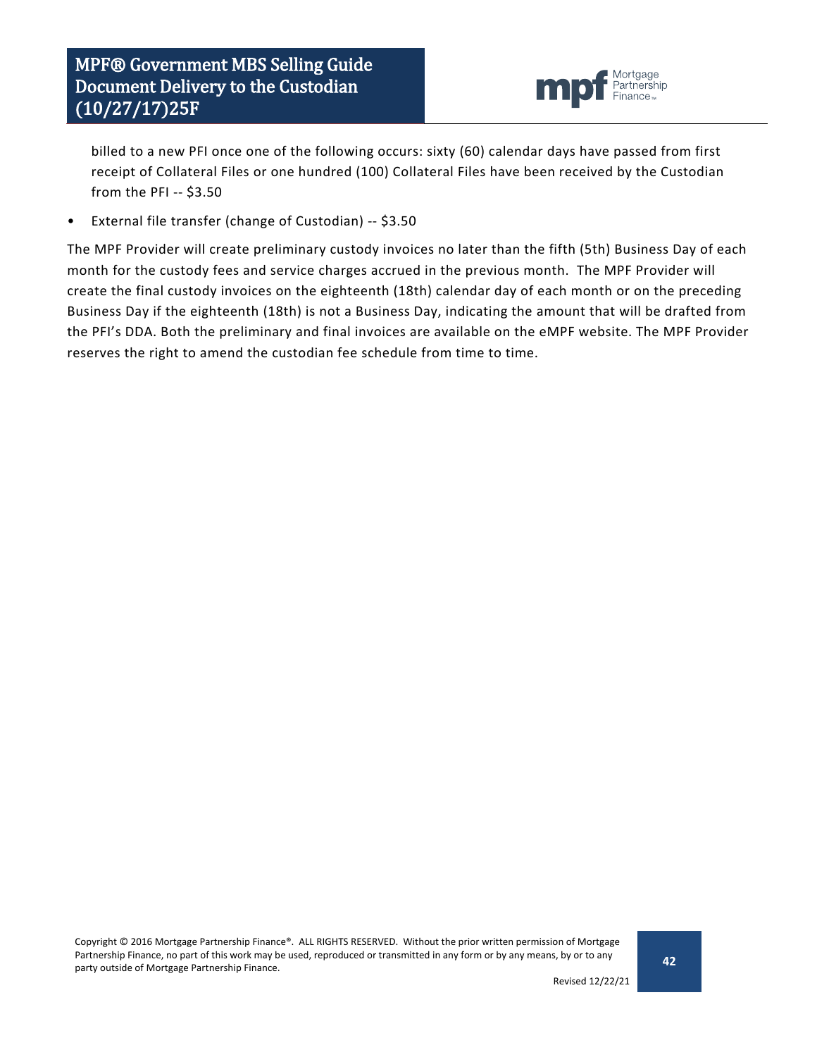billed to a new PFI once one of the following occurs: sixty (60) calendar days have passed from first receipt of Collateral Files or one hundred (100) Collateral Files have been received by the Custodian from the PFI -- $3.50

- External file transfer (change of Custodian) -- $3.50

The MPF Provider will create preliminary custody invoices no later than the fifth (5th) Business Day of each month for the custody fees and service charges accrued in the previous month. The MPF Provider will create the final custody invoices on the eighteenth (18th) calendar day of each month or on the preceding Business Day if the eighteenth (18th) is not a Business Day, indicating the amount that will be drafted from the PFI's DDA. Both the preliminary and final invoices are available on the eMPF website. The MPF Provider reserves the right to amend the custodian fee schedule from time to time.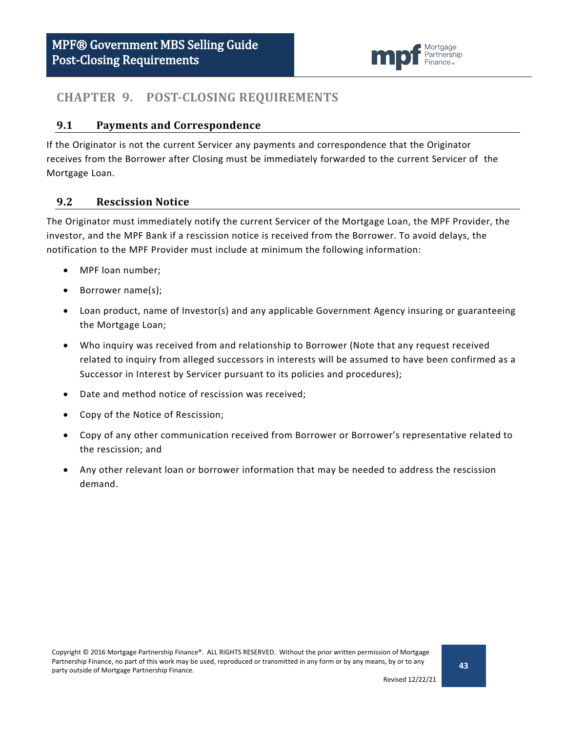# CHAPTER 9. POST-CLOSING REQUIREMENTS

## 9.1 Payments and Correspondence

If the Originator is not the current Servicer any payments and correspondence that the Originator receives from the Borrower after Closing must be immediately forwarded to the current Servicer of the Mortgage Loan.

## 9.2 Rescission Notice

The Originator must immediately notify the current Servicer of the Mortgage Loan, the MPF Provider, the investor, and the MPF Bank if a rescission notice is received from the Borrower. To avoid delays, the notification to the MPF Provider must include at minimum the following information:

- MPF loan number;
- Borrower name(s);
- Loan product, name of Investor(s) and any applicable Government Agency insuring or guaranteeing the Mortgage Loan;
- Who inquiry was received from and relationship to Borrower (Note that any request received related to inquiry from alleged successors in interests will be assumed to have been confirmed as a Successor in Interest by Servicer pursuant to its policies and procedures);
- Date and method notice of rescission was received;
- Copy of the Notice of Rescission;
- Copy of any other communication received from Borrower or Borrower's representative related to the rescission; and
- Any other relevant loan or borrower information that may be needed to address the rescission demand.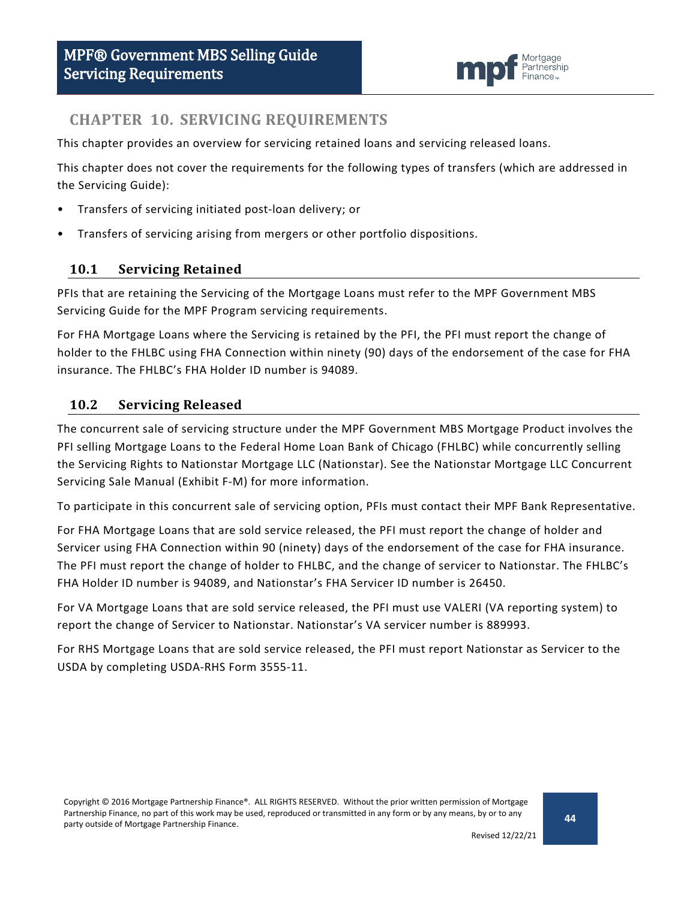# CHAPTER 10. SERVICING REQUIREMENTS

This chapter provides an overview for servicing retained loans and servicing released loans.

This chapter does not cover the requirements for the following types of transfers (which are addressed in the Servicing Guide):

- Transfers of servicing initiated post-loan delivery; or
- Transfers of servicing arising from mergers or other portfolio dispositions.

## 10.1 Servicing Retained

PFIs that are retaining the Servicing of the Mortgage Loans must refer to the MPF Government MBS Servicing Guide for the MPF Program servicing requirements.

For FHA Mortgage Loans where the Servicing is retained by the PFI, the PFI must report the change of holder to the FHLBC using FHA Connection within ninety (90) days of the endorsement of the case for FHA insurance. The FHLBC's FHA Holder ID number is 94089.

## 10.2 Servicing Released

The concurrent sale of servicing structure under the MPF Government MBS Mortgage Product involves the PFI selling Mortgage Loans to the Federal Home Loan Bank of Chicago (FHLBC) while concurrently selling the Servicing Rights to Nationstar Mortgage LLC (Nationstar). See the Nationstar Mortgage LLC Concurrent Servicing Sale Manual (Exhibit F-M) for more information.

To participate in this concurrent sale of servicing option, PFIs must contact their MPF Bank Representative.

For FHA Mortgage Loans that are sold service released, the PFI must report the change of holder and Servicer using FHA Connection within 90 (ninety) days of the endorsement of the case for FHA insurance. The PFI must report the change of holder to FHLBC, and the change of servicer to Nationstar. The FHLBC's FHA Holder ID number is 94089, and Nationstar's FHA Servicer ID number is 26450.

For VA Mortgage Loans that are sold service released, the PFI must use VALERI (VA reporting system) to report the change of Servicer to Nationstar. Nationstar's VA servicer number is 889993.

For RHS Mortgage Loans that are sold service released, the PFI must report Nationstar as Servicer to the USDA by completing USDA-RHS Form 3555-11.